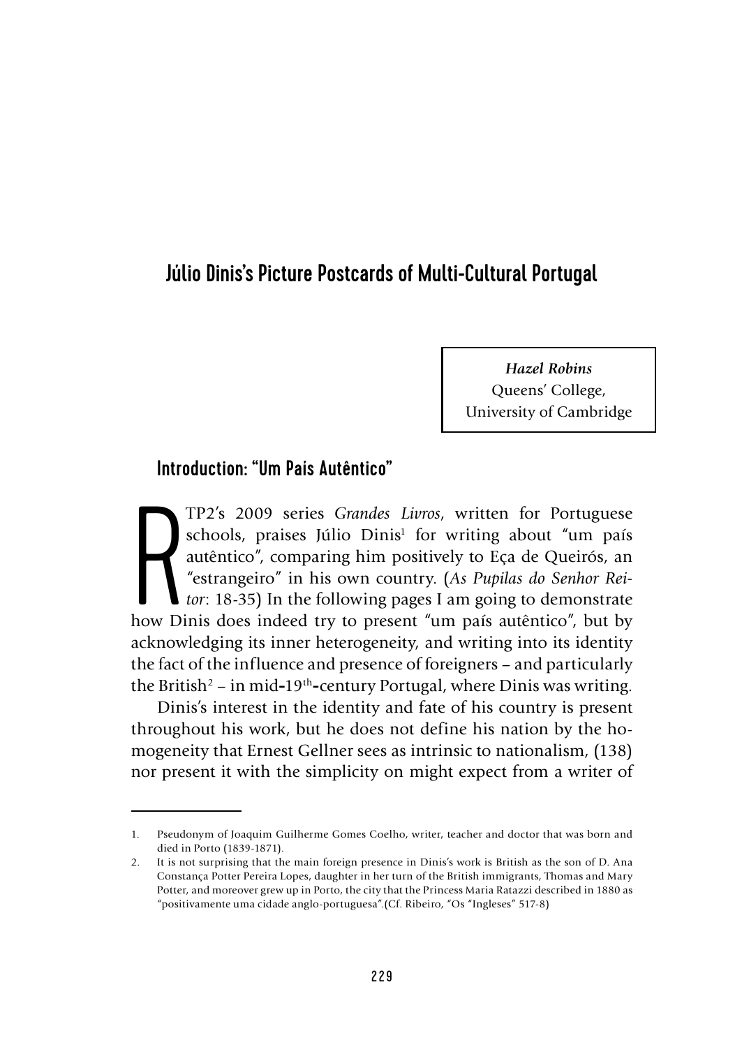# Júlio Dinis's Picture Postcards of Multi-Cultural Portugal

***Hazel Robins***
Queens' College,
University of Cambridge

## Introduction: "Um País Autêntico"

RTP2's 2009 series *Grandes Livros*, written for Portuguese schools, praises Júlio Dinis[1] for writing about "um país autêntico", comparing him positively to Eça de Queirós, an "estrangeiro" in his own country. (*As Pupilas do Senhor Reitor*: 18-35) In the following pages I am going to demonstrate how Dinis does indeed try to present "um país autêntico", but by acknowledging its inner heterogeneity, and writing into its identity the fact of the influence and presence of foreigners – and particularly the British[2] – in mid-19th-century Portugal, where Dinis was writing.

Dinis's interest in the identity and fate of his country is present throughout his work, but he does not define his nation by the homogeneity that Ernest Gellner sees as intrinsic to nationalism, (138) nor present it with the simplicity on might expect from a writer of

---

1. Pseudonym of Joaquim Guilherme Gomes Coelho, writer, teacher and doctor that was born and died in Porto (1839-1871).
2. It is not surprising that the main foreign presence in Dinis's work is British as the son of D. Ana Constança Potter Pereira Lopes, daughter in her turn of the British immigrants, Thomas and Mary Potter, and moreover grew up in Porto, the city that the Princess Maria Ratazzi described in 1880 as "positivamente uma cidade anglo-portuguesa".(Cf. Ribeiro, "Os "Ingleses" 517-8)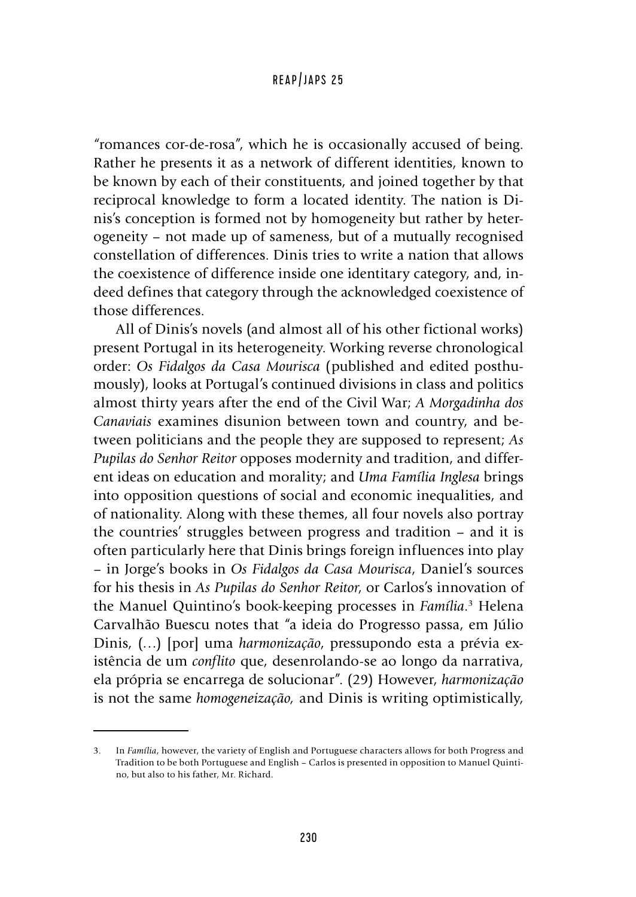"romances cor-de-rosa", which he is occasionally accused of being. Rather he presents it as a network of different identities, known to be known by each of their constituents, and joined together by that reciprocal knowledge to form a located identity. The nation is Dinis's conception is formed not by homogeneity but rather by heterogeneity – not made up of sameness, but of a mutually recognised constellation of differences. Dinis tries to write a nation that allows the coexistence of difference inside one identitary category, and, indeed defines that category through the acknowledged coexistence of those differences.

All of Dinis's novels (and almost all of his other fictional works) present Portugal in its heterogeneity. Working reverse chronological order: *Os Fidalgos da Casa Mourisca* (published and edited posthumously), looks at Portugal's continued divisions in class and politics almost thirty years after the end of the Civil War; *A Morgadinha dos Canaviais* examines disunion between town and country, and between politicians and the people they are supposed to represent; *As Pupilas do Senhor Reitor* opposes modernity and tradition, and different ideas on education and morality; and *Uma Família Inglesa* brings into opposition questions of social and economic inequalities, and of nationality. Along with these themes, all four novels also portray the countries' struggles between progress and tradition – and it is often particularly here that Dinis brings foreign influences into play – in Jorge's books in *Os Fidalgos da Casa Mourisca*, Daniel's sources for his thesis in *As Pupilas do Senhor Reitor*, or Carlos's innovation of the Manuel Quintino's book-keeping processes in *Família*.[3] Helena Carvalhão Buescu notes that "a ideia do Progresso passa, em Júlio Dinis, (…) [por] uma *harmonização*, pressupondo esta a prévia existência de um *conflito* que, desenrolando-se ao longo da narrativa, ela própria se encarrega de solucionar". (29) However, *harmonização* is not the same *homogeneização*, and Dinis is writing optimistically,

3. In *Família*, however, the variety of English and Portuguese characters allows for both Progress and Tradition to be both Portuguese and English – Carlos is presented in opposition to Manuel Quintino, but also to his father, Mr. Richard.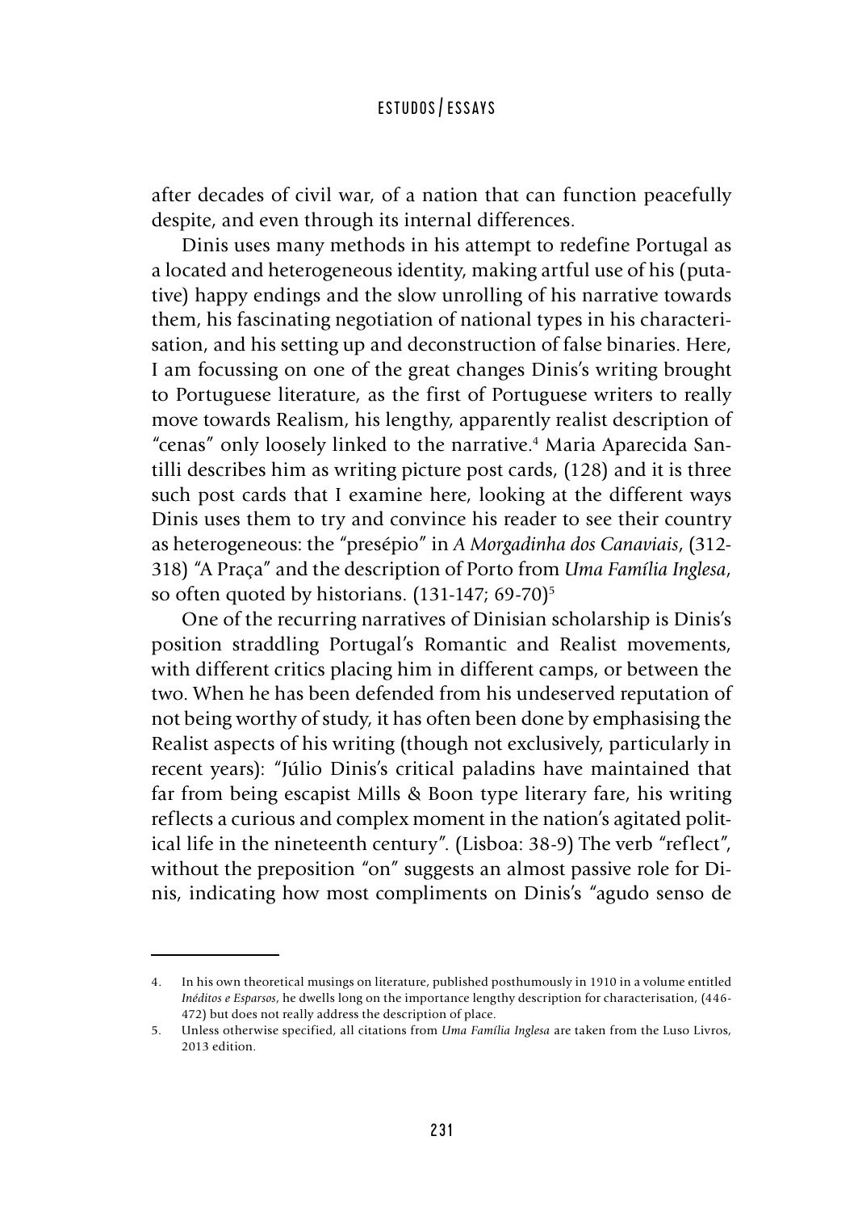after decades of civil war, of a nation that can function peacefully despite, and even through its internal differences.

Dinis uses many methods in his attempt to redefine Portugal as a located and heterogeneous identity, making artful use of his (putative) happy endings and the slow unrolling of his narrative towards them, his fascinating negotiation of national types in his characterisation, and his setting up and deconstruction of false binaries. Here, I am focussing on one of the great changes Dinis's writing brought to Portuguese literature, as the first of Portuguese writers to really move towards Realism, his lengthy, apparently realist description of "cenas" only loosely linked to the narrative.[4] Maria Aparecida Santilli describes him as writing picture post cards, (128) and it is three such post cards that I examine here, looking at the different ways Dinis uses them to try and convince his reader to see their country as heterogeneous: the "presépio" in *A Morgadinha dos Canaviais*, (312-318) "A Praça" and the description of Porto from *Uma Família Inglesa*, so often quoted by historians. (131-147; 69-70)[5]

One of the recurring narratives of Dinisian scholarship is Dinis's position straddling Portugal's Romantic and Realist movements, with different critics placing him in different camps, or between the two. When he has been defended from his undeserved reputation of not being worthy of study, it has often been done by emphasising the Realist aspects of his writing (though not exclusively, particularly in recent years): "Júlio Dinis's critical paladins have maintained that far from being escapist Mills & Boon type literary fare, his writing reflects a curious and complex moment in the nation's agitated political life in the nineteenth century". (Lisboa: 38-9) The verb "reflect", without the preposition "on" suggests an almost passive role for Dinis, indicating how most compliments on Dinis's "agudo senso de

---

4. In his own theoretical musings on literature, published posthumously in 1910 in a volume entitled *Inéditos e Esparsos*, he dwells long on the importance lengthy description for characterisation, (446-472) but does not really address the description of place.

5. Unless otherwise specified, all citations from *Uma Família Inglesa* are taken from the Luso Livros, 2013 edition.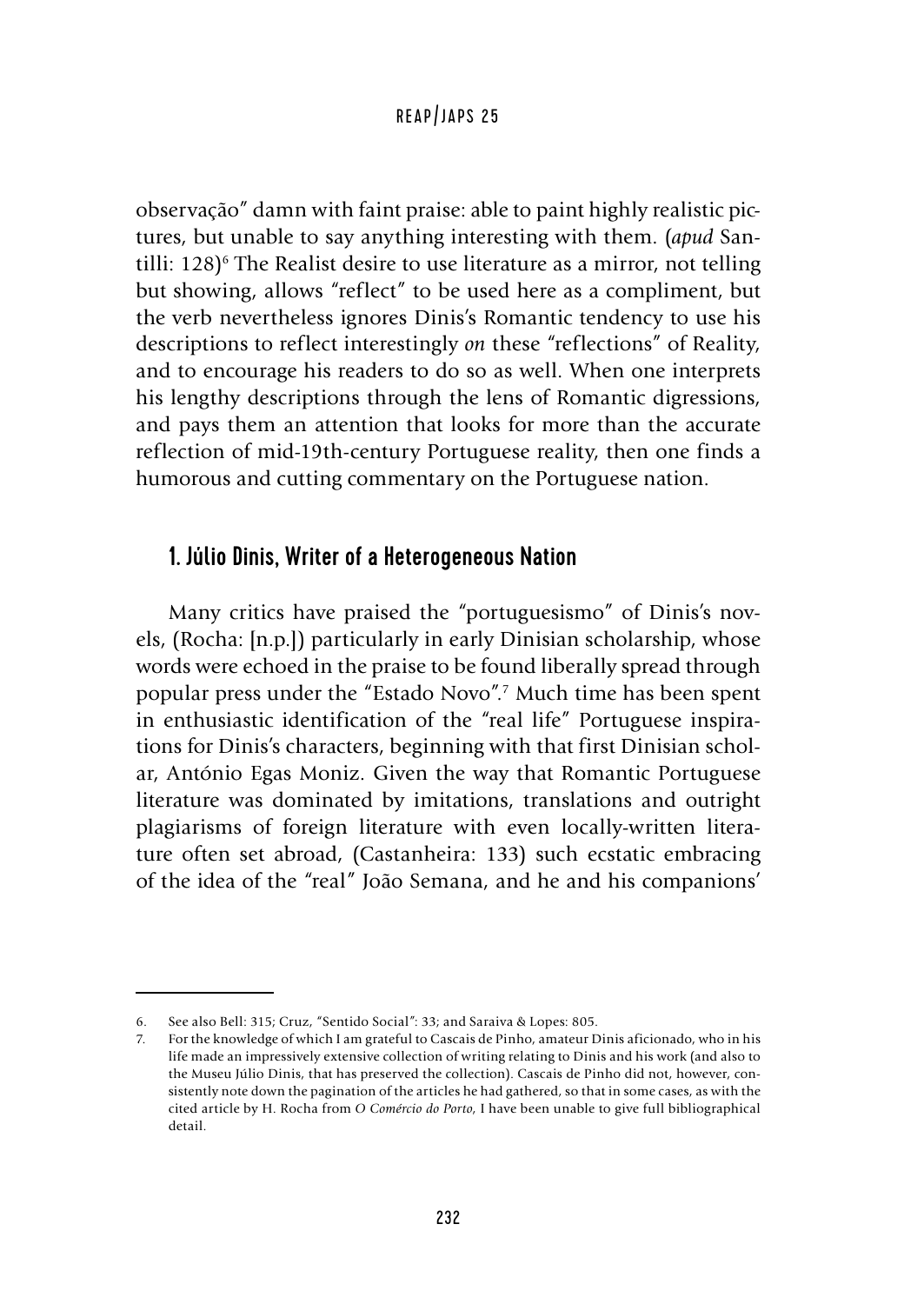observação" damn with faint praise: able to paint highly realistic pictures, but unable to say anything interesting with them. (*apud* Santilli: 128)[6] The Realist desire to use literature as a mirror, not telling but showing, allows "reflect" to be used here as a compliment, but the verb nevertheless ignores Dinis's Romantic tendency to use his descriptions to reflect interestingly *on* these "reflections" of Reality, and to encourage his readers to do so as well. When one interprets his lengthy descriptions through the lens of Romantic digressions, and pays them an attention that looks for more than the accurate reflection of mid-19th-century Portuguese reality, then one finds a humorous and cutting commentary on the Portuguese nation.

## 1. Júlio Dinis, Writer of a Heterogeneous Nation

Many critics have praised the "portuguesismo" of Dinis's novels, (Rocha: [n.p.]) particularly in early Dinisian scholarship, whose words were echoed in the praise to be found liberally spread through popular press under the "Estado Novo".[7] Much time has been spent in enthusiastic identification of the "real life" Portuguese inspirations for Dinis's characters, beginning with that first Dinisian scholar, António Egas Moniz. Given the way that Romantic Portuguese literature was dominated by imitations, translations and outright plagiarisms of foreign literature with even locally-written literature often set abroad, (Castanheira: 133) such ecstatic embracing of the idea of the "real" João Semana, and he and his companions'

---

6. See also Bell: 315; Cruz, "Sentido Social": 33; and Saraiva & Lopes: 805.

7. For the knowledge of which I am grateful to Cascais de Pinho, amateur Dinis aficionado, who in his life made an impressively extensive collection of writing relating to Dinis and his work (and also to the Museu Júlio Dinis, that has preserved the collection). Cascais de Pinho did not, however, consistently note down the pagination of the articles he had gathered, so that in some cases, as with the cited article by H. Rocha from *O Comércio do Porto*, I have been unable to give full bibliographical detail.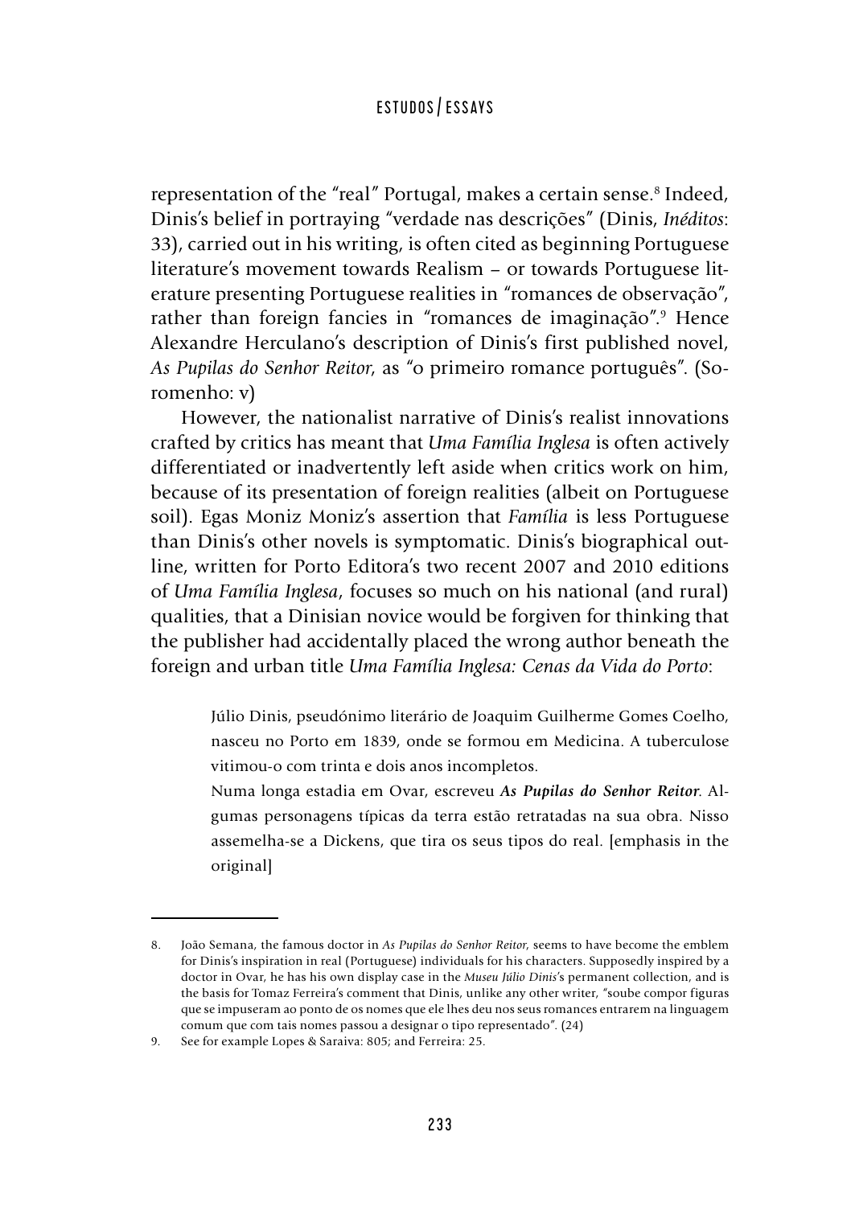representation of the "real" Portugal, makes a certain sense.[8] Indeed, Dinis's belief in portraying "verdade nas descrições" (Dinis, *Inéditos*: 33), carried out in his writing, is often cited as beginning Portuguese literature's movement towards Realism – or towards Portuguese literature presenting Portuguese realities in "romances de observação", rather than foreign fancies in "romances de imaginação".[9] Hence Alexandre Herculano's description of Dinis's first published novel, *As Pupilas do Senhor Reitor*, as "o primeiro romance português". (Soromenho: v)

However, the nationalist narrative of Dinis's realist innovations crafted by critics has meant that *Uma Família Inglesa* is often actively differentiated or inadvertently left aside when critics work on him, because of its presentation of foreign realities (albeit on Portuguese soil). Egas Moniz Moniz's assertion that *Família* is less Portuguese than Dinis's other novels is symptomatic. Dinis's biographical outline, written for Porto Editora's two recent 2007 and 2010 editions of *Uma Família Inglesa*, focuses so much on his national (and rural) qualities, that a Dinisian novice would be forgiven for thinking that the publisher had accidentally placed the wrong author beneath the foreign and urban title *Uma Família Inglesa: Cenas da Vida do Porto*:

> Júlio Dinis, pseudónimo literário de Joaquim Guilherme Gomes Coelho, nasceu no Porto em 1839, onde se formou em Medicina. A tuberculose vitimou-o com trinta e dois anos incompletos.
>
> Numa longa estadia em Ovar, escreveu ***As Pupilas do Senhor Reitor***. Algumas personagens típicas da terra estão retratadas na sua obra. Nisso assemelha-se a Dickens, que tira os seus tipos do real. [emphasis in the original]

---

8. João Semana, the famous doctor in *As Pupilas do Senhor Reitor*, seems to have become the emblem for Dinis's inspiration in real (Portuguese) individuals for his characters. Supposedly inspired by a doctor in Ovar, he has his own display case in the *Museu Júlio Dinis*'s permanent collection, and is the basis for Tomaz Ferreira's comment that Dinis, unlike any other writer, "soube compor figuras que se impuseram ao ponto de os nomes que ele lhes deu nos seus romances entrarem na linguagem comum que com tais nomes passou a designar o tipo representado". (24)

9. See for example Lopes & Saraiva: 805; and Ferreira: 25.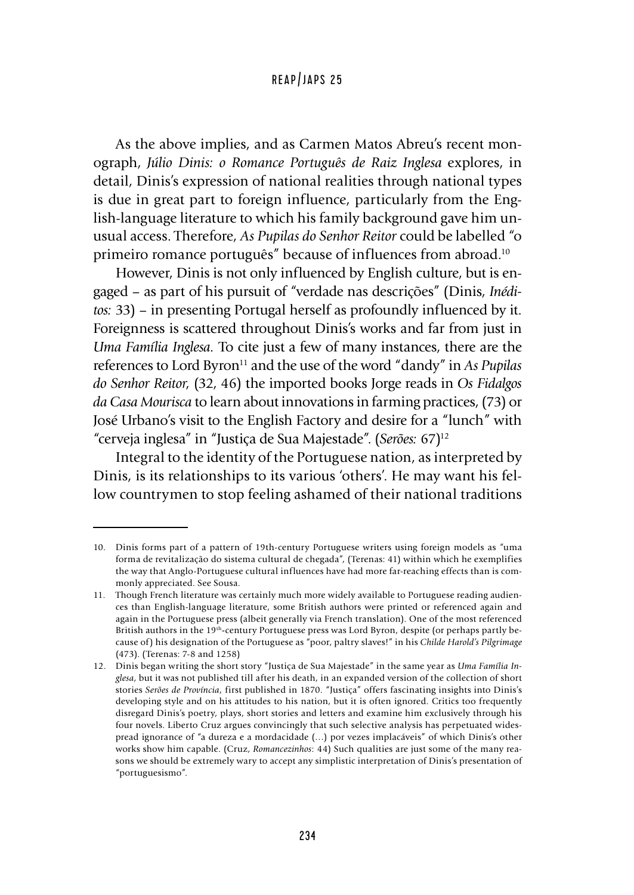As the above implies, and as Carmen Matos Abreu's recent monograph, *Júlio Dinis: o Romance Português de Raiz Inglesa* explores, in detail, Dinis's expression of national realities through national types is due in great part to foreign influence, particularly from the English-language literature to which his family background gave him unusual access. Therefore, *As Pupilas do Senhor Reitor* could be labelled "o primeiro romance português" because of influences from abroad.[10]

However, Dinis is not only influenced by English culture, but is engaged – as part of his pursuit of "verdade nas descrições" (Dinis, *Inéditos:* 33) – in presenting Portugal herself as profoundly influenced by it. Foreignness is scattered throughout Dinis's works and far from just in *Uma Família Inglesa*. To cite just a few of many instances, there are the references to Lord Byron[11] and the use of the word "dandy" in *As Pupilas do Senhor Reitor,* (32, 46) the imported books Jorge reads in *Os Fidalgos da Casa Mourisca* to learn about innovations in farming practices, (73) or José Urbano's visit to the English Factory and desire for a "lunch" with "cerveja inglesa" in "Justiça de Sua Majestade". (*Serões:* 67)[12]

Integral to the identity of the Portuguese nation, as interpreted by Dinis, is its relationships to its various 'others'. He may want his fellow countrymen to stop feeling ashamed of their national traditions

---

10. Dinis forms part of a pattern of 19th-century Portuguese writers using foreign models as "uma forma de revitalização do sistema cultural de chegada", (Terenas: 41) within which he exemplifies the way that Anglo-Portuguese cultural influences have had more far-reaching effects than is commonly appreciated. See Sousa.

11. Though French literature was certainly much more widely available to Portuguese reading audiences than English-language literature, some British authors were printed or referenced again and again in the Portuguese press (albeit generally via French translation). One of the most referenced British authors in the 19th-century Portuguese press was Lord Byron, despite (or perhaps partly because of) his designation of the Portuguese as "poor, paltry slaves!" in his *Childe Harold's Pilgrimage* (473). (Terenas: 7-8 and 1258)

12. Dinis began writing the short story "Justiça de Sua Majestade" in the same year as *Uma Família Inglesa*, but it was not published till after his death, in an expanded version of the collection of short stories *Serões de Província*, first published in 1870. "Justiça" offers fascinating insights into Dinis's developing style and on his attitudes to his nation, but it is often ignored. Critics too frequently disregard Dinis's poetry, plays, short stories and letters and examine him exclusively through his four novels. Liberto Cruz argues convincingly that such selective analysis has perpetuated widespread ignorance of "a dureza e a mordacidade (…) por vezes implacáveis" of which Dinis's other works show him capable. (Cruz, *Romancezinhos*: 44) Such qualities are just some of the many reasons we should be extremely wary to accept any simplistic interpretation of Dinis's presentation of "portuguesismo".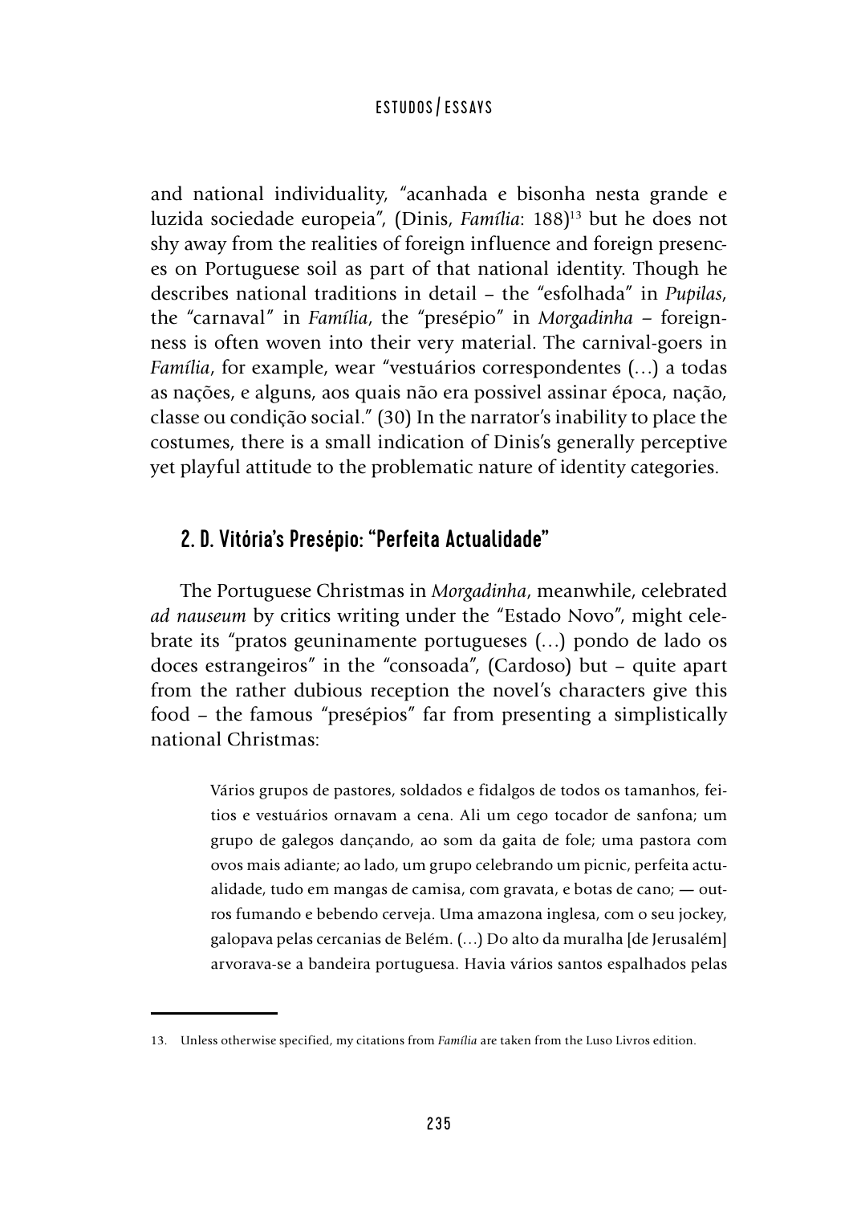and national individuality, "acanhada e bisonha nesta grande e luzida sociedade europeia", (Dinis, *Família*: 188)[13] but he does not shy away from the realities of foreign influence and foreign presences on Portuguese soil as part of that national identity. Though he describes national traditions in detail – the "esfolhada" in *Pupilas*, the "carnaval" in *Família*, the "presépio" in *Morgadinha* – foreignness is often woven into their very material. The carnival-goers in *Família*, for example, wear "vestuários correspondentes (…) a todas as nações, e alguns, aos quais não era possivel assinar época, nação, classe ou condição social." (30) In the narrator's inability to place the costumes, there is a small indication of Dinis's generally perceptive yet playful attitude to the problematic nature of identity categories.

## 2. D. Vitória's Presépio: "Perfeita Actualidade"

The Portuguese Christmas in *Morgadinha*, meanwhile, celebrated *ad nauseum* by critics writing under the "Estado Novo", might celebrate its "pratos geuninamente portugueses (…) pondo de lado os doces estrangeiros" in the "consoada", (Cardoso) but – quite apart from the rather dubious reception the novel's characters give this food – the famous "presépios" far from presenting a simplistically national Christmas:

> Vários grupos de pastores, soldados e fidalgos de todos os tamanhos, feitios e vestuários ornavam a cena. Ali um cego tocador de sanfona; um grupo de galegos dançando, ao som da gaita de fole; uma pastora com ovos mais adiante; ao lado, um grupo celebrando um picnic, perfeita actualidade, tudo em mangas de camisa, com gravata, e botas de cano; — outros fumando e bebendo cerveja. Uma amazona inglesa, com o seu jockey, galopava pelas cercanias de Belém. (…) Do alto da muralha [de Jerusalém] arvorava-se a bandeira portuguesa. Havia vários santos espalhados pelas

13. Unless otherwise specified, my citations from *Família* are taken from the Luso Livros edition.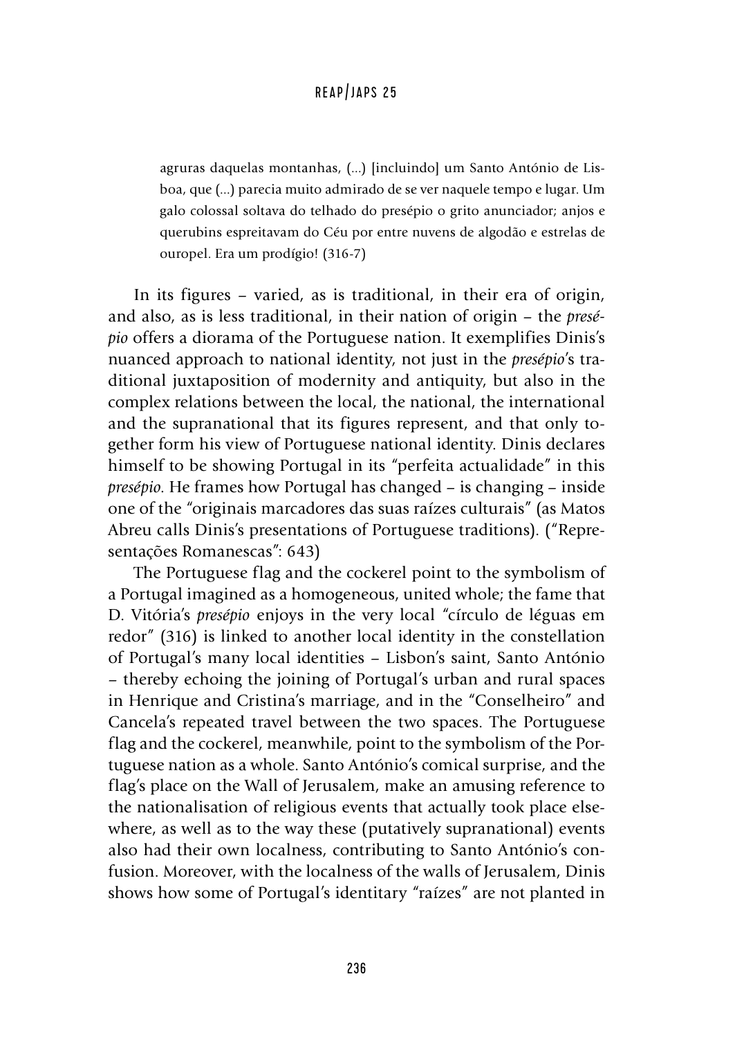> agruras daquelas montanhas, (...) [incluindo] um Santo António de Lisboa, que (...) parecia muito admirado de se ver naquele tempo e lugar. Um galo colossal soltava do telhado do presépio o grito anunciador; anjos e querubins espreitavam do Céu por entre nuvens de algodão e estrelas de ouropel. Era um prodígio! (316-7)

In its figures – varied, as is traditional, in their era of origin, and also, as is less traditional, in their nation of origin – the *presépio* offers a diorama of the Portuguese nation. It exemplifies Dinis's nuanced approach to national identity, not just in the *presépio*'s traditional juxtaposition of modernity and antiquity, but also in the complex relations between the local, the national, the international and the supranational that its figures represent, and that only together form his view of Portuguese national identity. Dinis declares himself to be showing Portugal in its "perfeita actualidade" in this *presépio*. He frames how Portugal has changed – is changing – inside one of the "originais marcadores das suas raízes culturais" (as Matos Abreu calls Dinis's presentations of Portuguese traditions). ("Representações Romanescas": 643)

The Portuguese flag and the cockerel point to the symbolism of a Portugal imagined as a homogeneous, united whole; the fame that D. Vitória's *presépio* enjoys in the very local "círculo de léguas em redor" (316) is linked to another local identity in the constellation of Portugal's many local identities – Lisbon's saint, Santo António – thereby echoing the joining of Portugal's urban and rural spaces in Henrique and Cristina's marriage, and in the "Conselheiro" and Cancela's repeated travel between the two spaces. The Portuguese flag and the cockerel, meanwhile, point to the symbolism of the Portuguese nation as a whole. Santo António's comical surprise, and the flag's place on the Wall of Jerusalem, make an amusing reference to the nationalisation of religious events that actually took place elsewhere, as well as to the way these (putatively supranational) events also had their own localness, contributing to Santo António's confusion. Moreover, with the localness of the walls of Jerusalem, Dinis shows how some of Portugal's identitary "raízes" are not planted in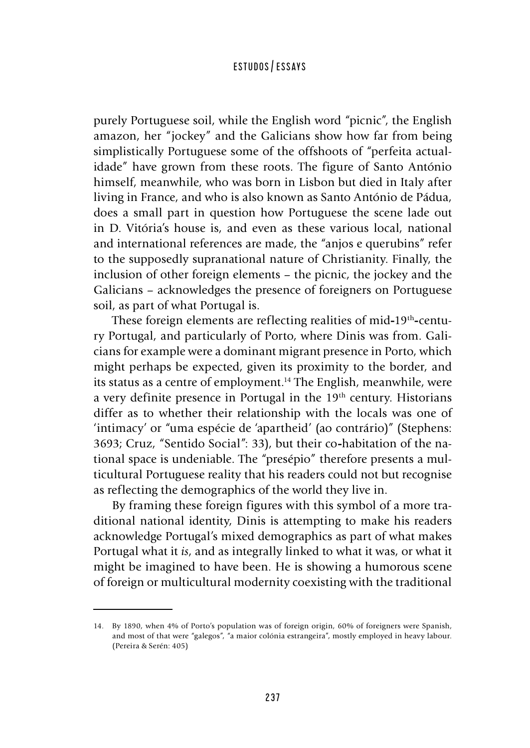purely Portuguese soil, while the English word "picnic", the English amazon, her "jockey" and the Galicians show how far from being simplistically Portuguese some of the offshoots of "perfeita actualidade" have grown from these roots. The figure of Santo António himself, meanwhile, who was born in Lisbon but died in Italy after living in France, and who is also known as Santo António de Pádua, does a small part in question how Portuguese the scene lade out in D. Vitória's house is, and even as these various local, national and international references are made, the "anjos e querubins" refer to the supposedly supranational nature of Christianity. Finally, the inclusion of other foreign elements – the picnic, the jockey and the Galicians – acknowledges the presence of foreigners on Portuguese soil, as part of what Portugal is.

These foreign elements are reflecting realities of mid-19th-century Portugal, and particularly of Porto, where Dinis was from. Galicians for example were a dominant migrant presence in Porto, which might perhaps be expected, given its proximity to the border, and its status as a centre of employment.[14] The English, meanwhile, were a very definite presence in Portugal in the 19th century. Historians differ as to whether their relationship with the locals was one of 'intimacy' or "uma espécie de 'apartheid' (ao contrário)" (Stephens: 3693; Cruz, "Sentido Social": 33), but their co-habitation of the national space is undeniable. The "presépio" therefore presents a multicultural Portuguese reality that his readers could not but recognise as reflecting the demographics of the world they live in.

By framing these foreign figures with this symbol of a more traditional national identity, Dinis is attempting to make his readers acknowledge Portugal's mixed demographics as part of what makes Portugal what it *is*, and as integrally linked to what it was, or what it might be imagined to have been. He is showing a humorous scene of foreign or multicultural modernity coexisting with the traditional

---

14. By 1890, when 4% of Porto's population was of foreign origin, 60% of foreigners were Spanish, and most of that were "galegos", "a maior colónia estrangeira", mostly employed in heavy labour. (Pereira & Serén: 405)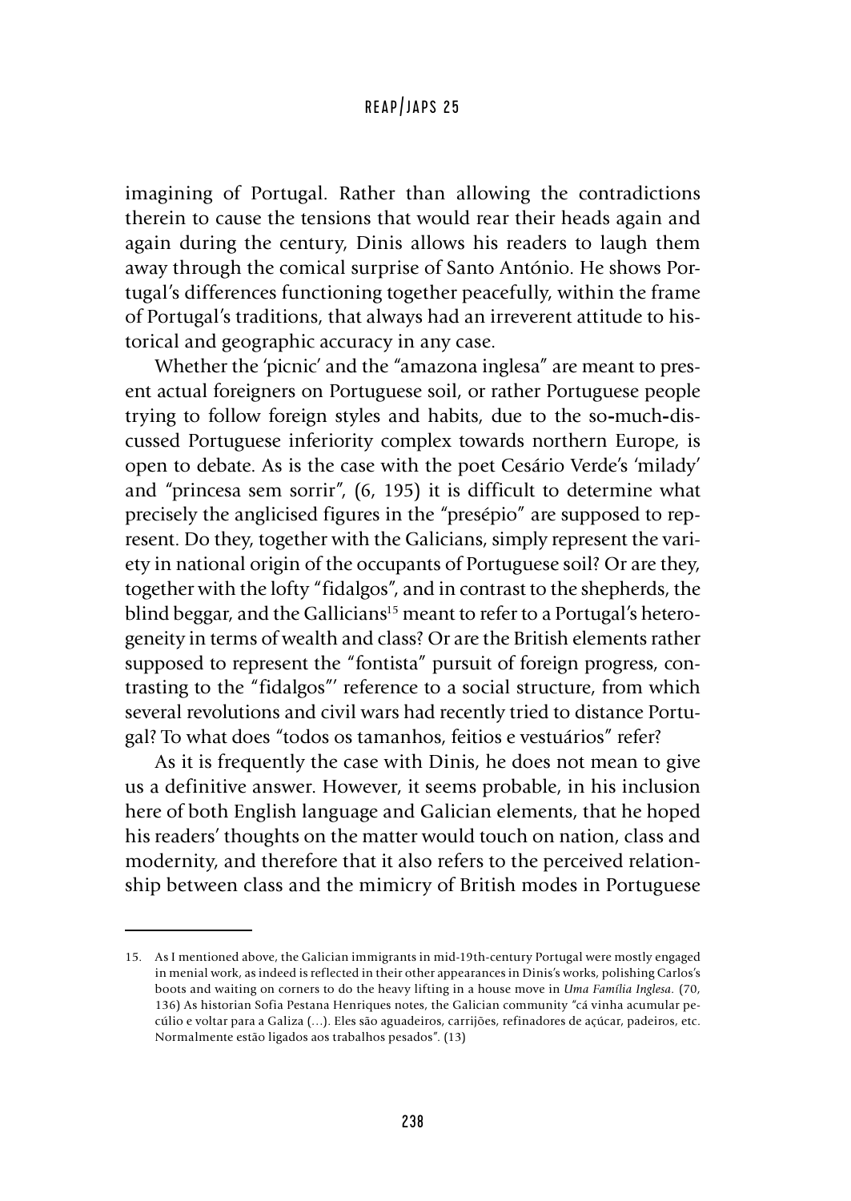imagining of Portugal. Rather than allowing the contradictions therein to cause the tensions that would rear their heads again and again during the century, Dinis allows his readers to laugh them away through the comical surprise of Santo António. He shows Portugal's differences functioning together peacefully, within the frame of Portugal's traditions, that always had an irreverent attitude to historical and geographic accuracy in any case.

Whether the 'picnic' and the "amazona inglesa" are meant to present actual foreigners on Portuguese soil, or rather Portuguese people trying to follow foreign styles and habits, due to the so-much-discussed Portuguese inferiority complex towards northern Europe, is open to debate. As is the case with the poet Cesário Verde's 'milady' and "princesa sem sorrir", (6, 195) it is difficult to determine what precisely the anglicised figures in the "presépio" are supposed to represent. Do they, together with the Galicians, simply represent the variety in national origin of the occupants of Portuguese soil? Or are they, together with the lofty "fidalgos", and in contrast to the shepherds, the blind beggar, and the Gallicians[15] meant to refer to a Portugal's heterogeneity in terms of wealth and class? Or are the British elements rather supposed to represent the "fontista" pursuit of foreign progress, contrasting to the "fidalgos"' reference to a social structure, from which several revolutions and civil wars had recently tried to distance Portugal? To what does "todos os tamanhos, feitios e vestuários" refer?

As it is frequently the case with Dinis, he does not mean to give us a definitive answer. However, it seems probable, in his inclusion here of both English language and Galician elements, that he hoped his readers' thoughts on the matter would touch on nation, class and modernity, and therefore that it also refers to the perceived relationship between class and the mimicry of British modes in Portuguese

15. As I mentioned above, the Galician immigrants in mid-19th-century Portugal were mostly engaged in menial work, as indeed is reflected in their other appearances in Dinis's works, polishing Carlos's boots and waiting on corners to do the heavy lifting in a house move in *Uma Família Inglesa*. (70, 136) As historian Sofia Pestana Henriques notes, the Galician community "cá vinha acumular pecúlio e voltar para a Galiza (...). Eles são aguadeiros, carrijões, refinadores de açúcar, padeiros, etc. Normalmente estão ligados aos trabalhos pesados". (13)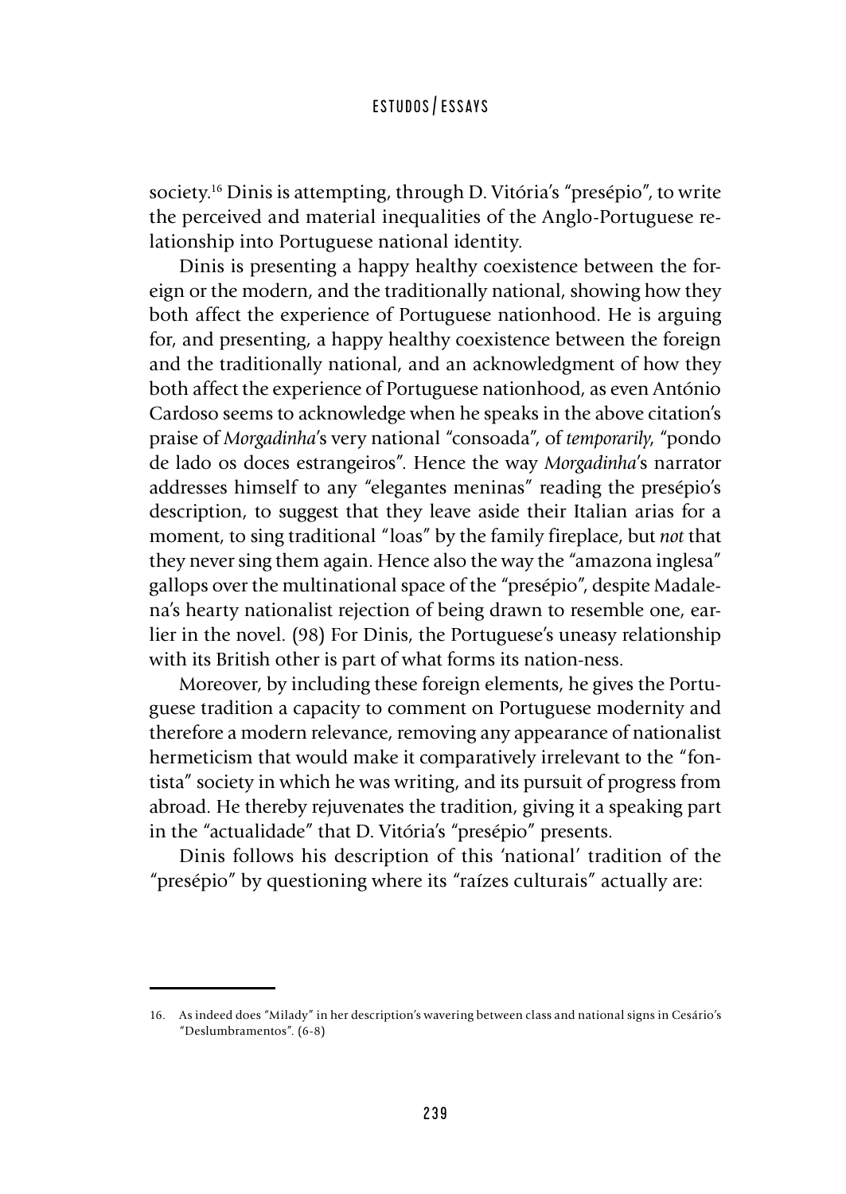society.[16] Dinis is attempting, through D. Vitória's "presépio", to write the perceived and material inequalities of the Anglo-Portuguese relationship into Portuguese national identity.

Dinis is presenting a happy healthy coexistence between the foreign or the modern, and the traditionally national, showing how they both affect the experience of Portuguese nationhood. He is arguing for, and presenting, a happy healthy coexistence between the foreign and the traditionally national, and an acknowledgment of how they both affect the experience of Portuguese nationhood, as even António Cardoso seems to acknowledge when he speaks in the above citation's praise of *Morgadinha*'s very national "consoada", of *temporarily*, "pondo de lado os doces estrangeiros". Hence the way *Morgadinha*'s narrator addresses himself to any "elegantes meninas" reading the presépio's description, to suggest that they leave aside their Italian arias for a moment, to sing traditional "loas" by the family fireplace, but *not* that they never sing them again. Hence also the way the "amazona inglesa" gallops over the multinational space of the "presépio", despite Madalena's hearty nationalist rejection of being drawn to resemble one, earlier in the novel. (98) For Dinis, the Portuguese's uneasy relationship with its British other is part of what forms its nation-ness.

Moreover, by including these foreign elements, he gives the Portuguese tradition a capacity to comment on Portuguese modernity and therefore a modern relevance, removing any appearance of nationalist hermeticism that would make it comparatively irrelevant to the "fontista" society in which he was writing, and its pursuit of progress from abroad. He thereby rejuvenates the tradition, giving it a speaking part in the "actualidade" that D. Vitória's "presépio" presents.

Dinis follows his description of this 'national' tradition of the "presépio" by questioning where its "raízes culturais" actually are:

16. As indeed does "Milady" in her description's wavering between class and national signs in Cesário's "Deslumbramentos". (6-8)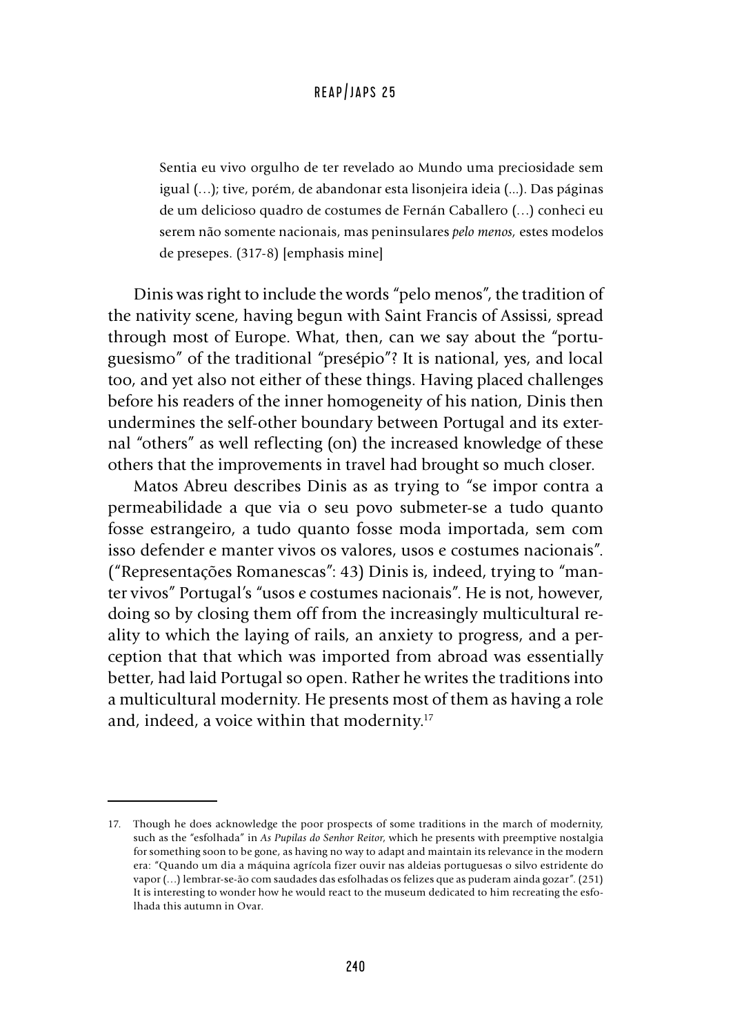> Sentia eu vivo orgulho de ter revelado ao Mundo uma preciosidade sem igual (…); tive, porém, de abandonar esta lisonjeira ideia (...). Das páginas de um delicioso quadro de costumes de Fernán Caballero (…) conheci eu serem não somente nacionais, mas peninsulares *pelo menos,* estes modelos de presepes. (317-8) [emphasis mine]

Dinis was right to include the words "pelo menos", the tradition of the nativity scene, having begun with Saint Francis of Assissi, spread through most of Europe. What, then, can we say about the "portuguesismo" of the traditional "presépio"? It is national, yes, and local too, and yet also not either of these things. Having placed challenges before his readers of the inner homogeneity of his nation, Dinis then undermines the self-other boundary between Portugal and its external "others" as well reflecting (on) the increased knowledge of these others that the improvements in travel had brought so much closer.

Matos Abreu describes Dinis as as trying to "se impor contra a permeabilidade a que via o seu povo submeter-se a tudo quanto fosse estrangeiro, a tudo quanto fosse moda importada, sem com isso defender e manter vivos os valores, usos e costumes nacionais". ("Representações Romanescas": 43) Dinis is, indeed, trying to "manter vivos" Portugal's "usos e costumes nacionais". He is not, however, doing so by closing them off from the increasingly multicultural reality to which the laying of rails, an anxiety to progress, and a perception that that which was imported from abroad was essentially better, had laid Portugal so open. Rather he writes the traditions into a multicultural modernity. He presents most of them as having a role and, indeed, a voice within that modernity.[17]

---

17. Though he does acknowledge the poor prospects of some traditions in the march of modernity, such as the "esfolhada" in *As Pupilas do Senhor Reitor*, which he presents with preemptive nostalgia for something soon to be gone, as having no way to adapt and maintain its relevance in the modern era: "Quando um dia a máquina agrícola fizer ouvir nas aldeias portuguesas o silvo estridente do vapor (…) lembrar-se-ão com saudades das esfolhadas os felizes que as puderam ainda gozar". (251) It is interesting to wonder how he would react to the museum dedicated to him recreating the esfolhada this autumn in Ovar.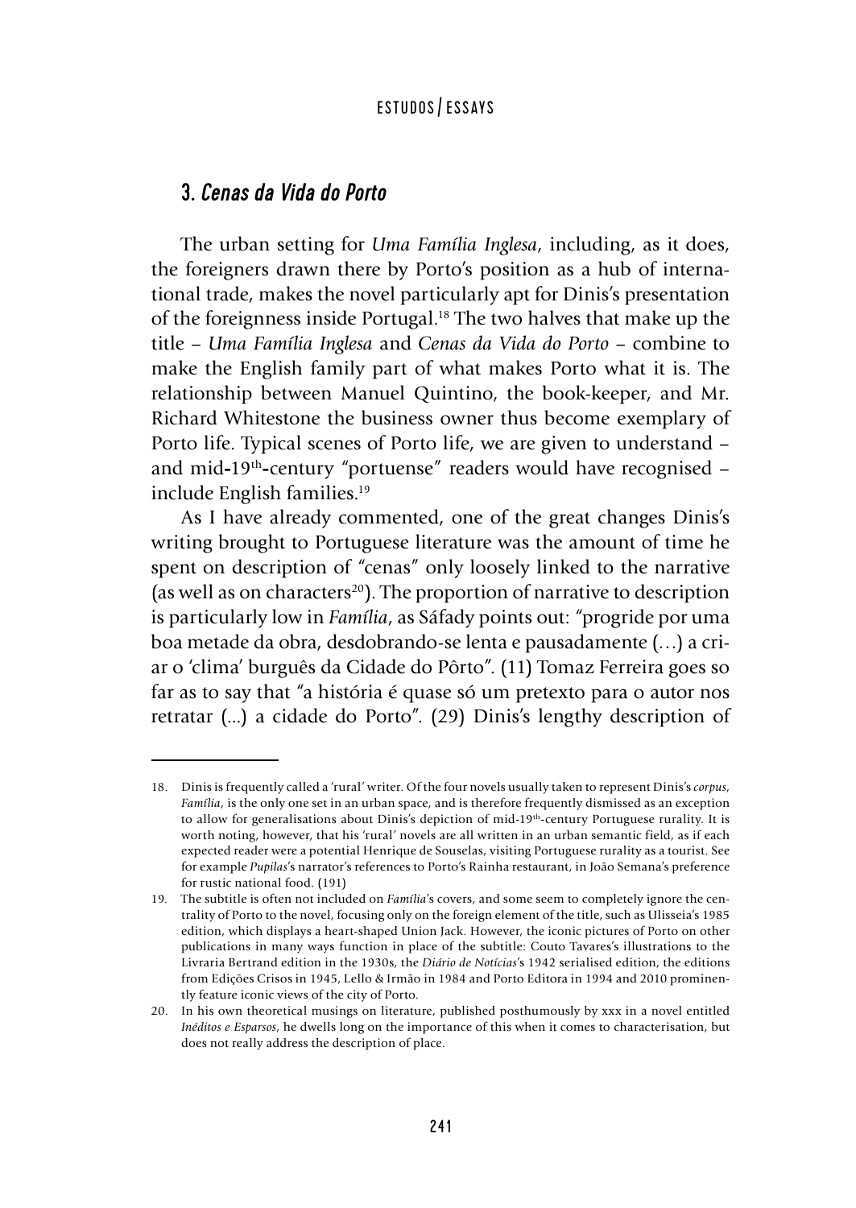## 3. *Cenas da Vida do Porto*

The urban setting for *Uma Família Inglesa*, including, as it does, the foreigners drawn there by Porto's position as a hub of international trade, makes the novel particularly apt for Dinis's presentation of the foreignness inside Portugal.[18] The two halves that make up the title – *Uma Família Inglesa* and *Cenas da Vida do Porto* – combine to make the English family part of what makes Porto what it is. The relationship between Manuel Quintino, the book-keeper, and Mr. Richard Whitestone the business owner thus become exemplary of Porto life. Typical scenes of Porto life, we are given to understand – and mid-19th-century "portuense" readers would have recognised – include English families.[19]

As I have already commented, one of the great changes Dinis's writing brought to Portuguese literature was the amount of time he spent on description of "cenas" only loosely linked to the narrative (as well as on characters[20]). The proportion of narrative to description is particularly low in *Família*, as Sáfady points out: "progride por uma boa metade da obra, desdobrando-se lenta e pausadamente (…) a criar o 'clima' burguês da Cidade do Pôrto". (11) Tomaz Ferreira goes so far as to say that "a história é quase só um pretexto para o autor nos retratar (...) a cidade do Porto". (29) Dinis's lengthy description of

---

18. Dinis is frequently called a 'rural' writer. Of the four novels usually taken to represent Dinis's *corpus*, *Família*, is the only one set in an urban space, and is therefore frequently dismissed as an exception to allow for generalisations about Dinis's depiction of mid-19th-century Portuguese rurality. It is worth noting, however, that his 'rural' novels are all written in an urban semantic field, as if each expected reader were a potential Henrique de Souselas, visiting Portuguese rurality as a tourist. See for example *Pupilas*'s narrator's references to Porto's Rainha restaurant, in João Semana's preference for rustic national food. (191)

19. The subtitle is often not included on *Família*'s covers, and some seem to completely ignore the centrality of Porto to the novel, focusing only on the foreign element of the title, such as Ulisseia's 1985 edition, which displays a heart-shaped Union Jack. However, the iconic pictures of Porto on other publications in many ways function in place of the subtitle: Couto Tavares's illustrations to the Livraria Bertrand edition in the 1930s, the *Diário de Notícias*'s 1942 serialised edition, the editions from Edições Crisos in 1945, Lello & Irmão in 1984 and Porto Editora in 1994 and 2010 prominently feature iconic views of the city of Porto.

20. In his own theoretical musings on literature, published posthumously by xxx in a novel entitled *Inéditos e Esparsos*, he dwells long on the importance of this when it comes to characterisation, but does not really address the description of place.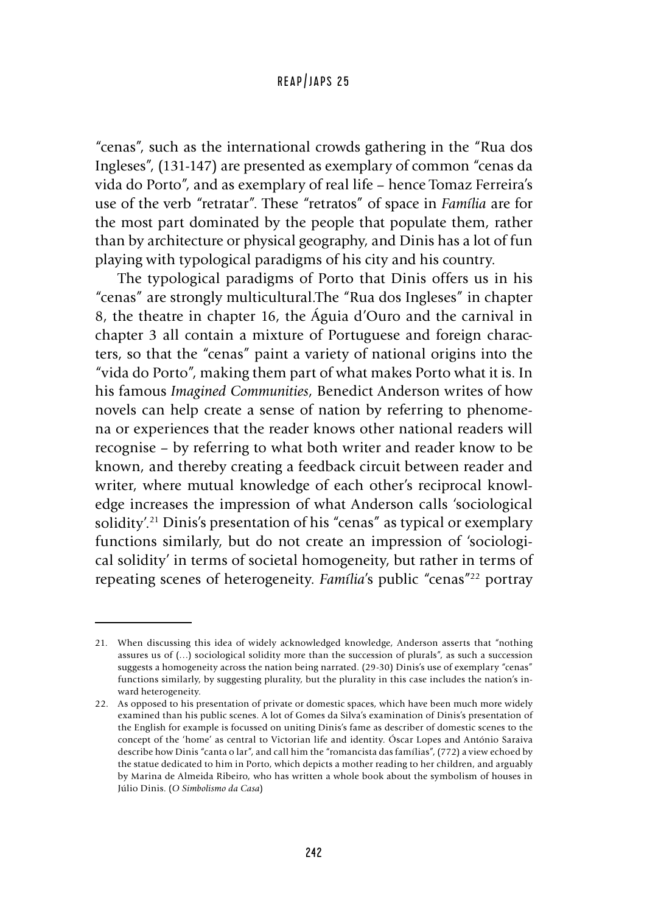"cenas", such as the international crowds gathering in the "Rua dos Ingleses", (131-147) are presented as exemplary of common "cenas da vida do Porto", and as exemplary of real life – hence Tomaz Ferreira's use of the verb "retratar". These "retratos" of space in *Família* are for the most part dominated by the people that populate them, rather than by architecture or physical geography, and Dinis has a lot of fun playing with typological paradigms of his city and his country.

The typological paradigms of Porto that Dinis offers us in his "cenas" are strongly multicultural.The "Rua dos Ingleses" in chapter 8, the theatre in chapter 16, the Águia d'Ouro and the carnival in chapter 3 all contain a mixture of Portuguese and foreign characters, so that the "cenas" paint a variety of national origins into the "vida do Porto", making them part of what makes Porto what it is. In his famous *Imagined Communities*, Benedict Anderson writes of how novels can help create a sense of nation by referring to phenomena or experiences that the reader knows other national readers will recognise – by referring to what both writer and reader know to be known, and thereby creating a feedback circuit between reader and writer, where mutual knowledge of each other's reciprocal knowledge increases the impression of what Anderson calls 'sociological solidity'.[21] Dinis's presentation of his "cenas" as typical or exemplary functions similarly, but do not create an impression of 'sociological solidity' in terms of societal homogeneity, but rather in terms of repeating scenes of heterogeneity. *Família*'s public "cenas"[22] portray

---

21. When discussing this idea of widely acknowledged knowledge, Anderson asserts that "nothing assures us of (…) sociological solidity more than the succession of plurals", as such a succession suggests a homogeneity across the nation being narrated. (29-30) Dinis's use of exemplary "cenas" functions similarly, by suggesting plurality, but the plurality in this case includes the nation's inward heterogeneity.

22. As opposed to his presentation of private or domestic spaces, which have been much more widely examined than his public scenes. A lot of Gomes da Silva's examination of Dinis's presentation of the English for example is focussed on uniting Dinis's fame as describer of domestic scenes to the concept of the 'home' as central to Victorian life and identity. Óscar Lopes and António Saraiva describe how Dinis "canta o lar", and call him the "romancista das famílias", (772) a view echoed by the statue dedicated to him in Porto, which depicts a mother reading to her children, and arguably by Marina de Almeida Ribeiro, who has written a whole book about the symbolism of houses in Júlio Dinis. (*O Simbolismo da Casa*)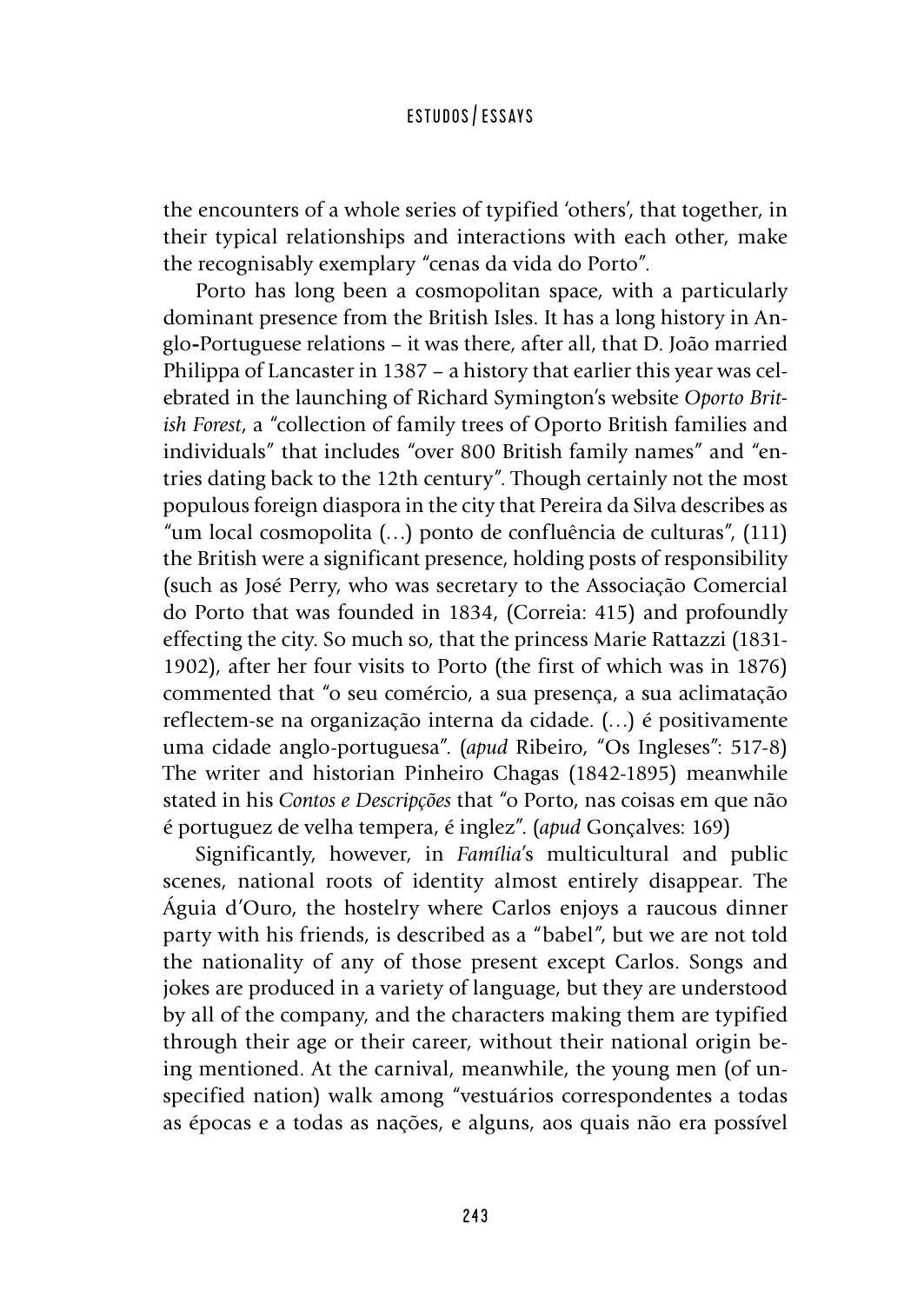the encounters of a whole series of typified 'others', that together, in their typical relationships and interactions with each other, make the recognisably exemplary "cenas da vida do Porto".

Porto has long been a cosmopolitan space, with a particularly dominant presence from the British Isles. It has a long history in Anglo-Portuguese relations – it was there, after all, that D. João married Philippa of Lancaster in 1387 – a history that earlier this year was celebrated in the launching of Richard Symington's website *Oporto British Forest*, a "collection of family trees of Oporto British families and individuals" that includes "over 800 British family names" and "entries dating back to the 12th century". Though certainly not the most populous foreign diaspora in the city that Pereira da Silva describes as "um local cosmopolita (…) ponto de confluência de culturas", (111) the British were a significant presence, holding posts of responsibility (such as José Perry, who was secretary to the Associação Comercial do Porto that was founded in 1834, (Correia: 415) and profoundly effecting the city. So much so, that the princess Marie Rattazzi (1831-1902), after her four visits to Porto (the first of which was in 1876) commented that "o seu comércio, a sua presença, a sua aclimatação reflectem-se na organização interna da cidade. (…) é positivamente uma cidade anglo-portuguesa". (*apud* Ribeiro, "Os Ingleses": 517-8) The writer and historian Pinheiro Chagas (1842-1895) meanwhile stated in his *Contos e Descripções* that "o Porto, nas coisas em que não é portuguez de velha tempera, é inglez". (*apud* Gonçalves: 169)

Significantly, however, in *Família*'s multicultural and public scenes, national roots of identity almost entirely disappear. The Águia d'Ouro, the hostelry where Carlos enjoys a raucous dinner party with his friends, is described as a "babel", but we are not told the nationality of any of those present except Carlos. Songs and jokes are produced in a variety of language, but they are understood by all of the company, and the characters making them are typified through their age or their career, without their national origin being mentioned. At the carnival, meanwhile, the young men (of unspecified nation) walk among "vestuários correspondentes a todas as épocas e a todas as nações, e alguns, aos quais não era possível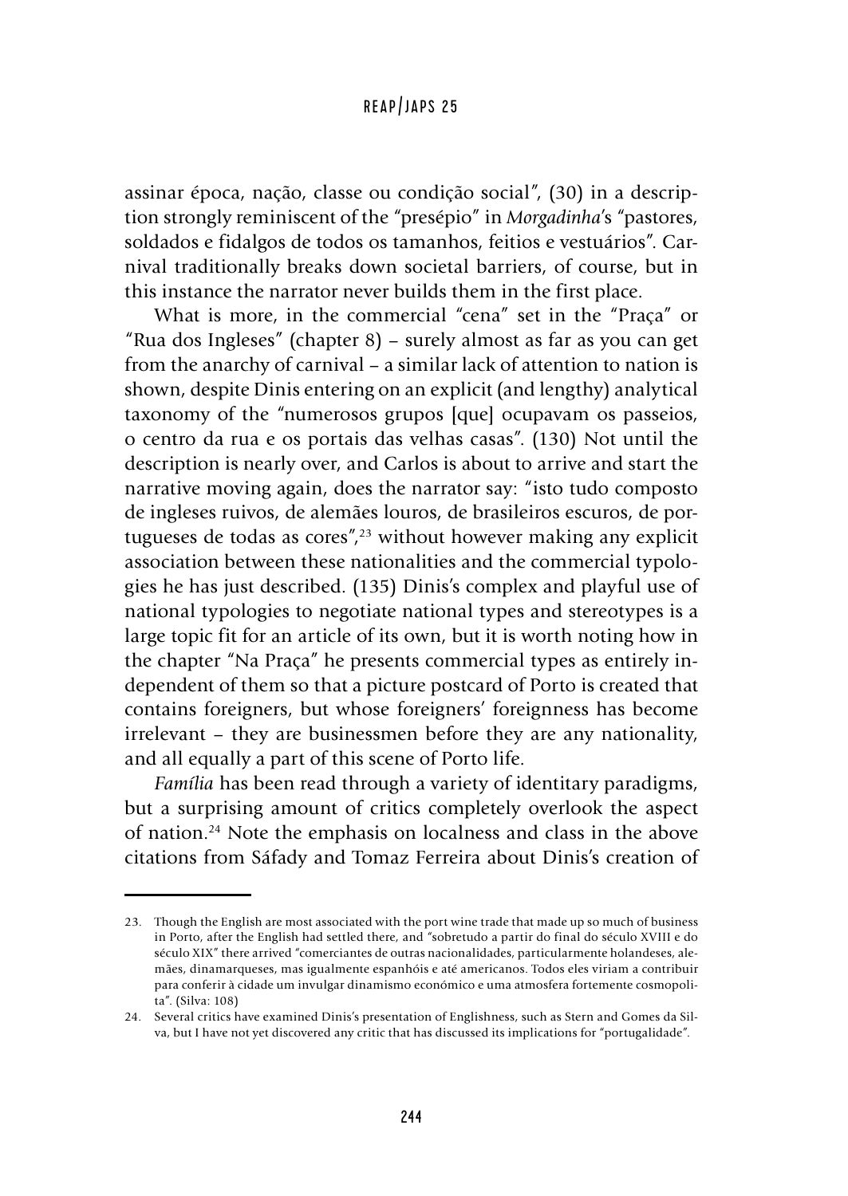assinar época, nação, classe ou condição social", (30) in a description strongly reminiscent of the "presépio" in *Morgadinha*'s "pastores, soldados e fidalgos de todos os tamanhos, feitios e vestuários". Carnival traditionally breaks down societal barriers, of course, but in this instance the narrator never builds them in the first place.

What is more, in the commercial "cena" set in the "Praça" or "Rua dos Ingleses" (chapter 8) – surely almost as far as you can get from the anarchy of carnival – a similar lack of attention to nation is shown, despite Dinis entering on an explicit (and lengthy) analytical taxonomy of the "numerosos grupos [que] ocupavam os passeios, o centro da rua e os portais das velhas casas". (130) Not until the description is nearly over, and Carlos is about to arrive and start the narrative moving again, does the narrator say: "isto tudo composto de ingleses ruivos, de alemães louros, de brasileiros escuros, de portugueses de todas as cores",[23] without however making any explicit association between these nationalities and the commercial typologies he has just described. (135) Dinis's complex and playful use of national typologies to negotiate national types and stereotypes is a large topic fit for an article of its own, but it is worth noting how in the chapter "Na Praça" he presents commercial types as entirely independent of them so that a picture postcard of Porto is created that contains foreigners, but whose foreigners' foreignness has become irrelevant – they are businessmen before they are any nationality, and all equally a part of this scene of Porto life.

*Família* has been read through a variety of identitary paradigms, but a surprising amount of critics completely overlook the aspect of nation.[24] Note the emphasis on localness and class in the above citations from Sáfady and Tomaz Ferreira about Dinis's creation of

---

23. Though the English are most associated with the port wine trade that made up so much of business in Porto, after the English had settled there, and "sobretudo a partir do final do século XVIII e do século XIX" there arrived "comerciantes de outras nacionalidades, particularmente holandeses, alemães, dinamarqueses, mas igualmente espanhóis e até americanos. Todos eles viriam a contribuir para conferir à cidade um invulgar dinamismo económico e uma atmosfera fortemente cosmopolita". (Silva: 108)

24. Several critics have examined Dinis's presentation of Englishness, such as Stern and Gomes da Silva, but I have not yet discovered any critic that has discussed its implications for "portugalidade".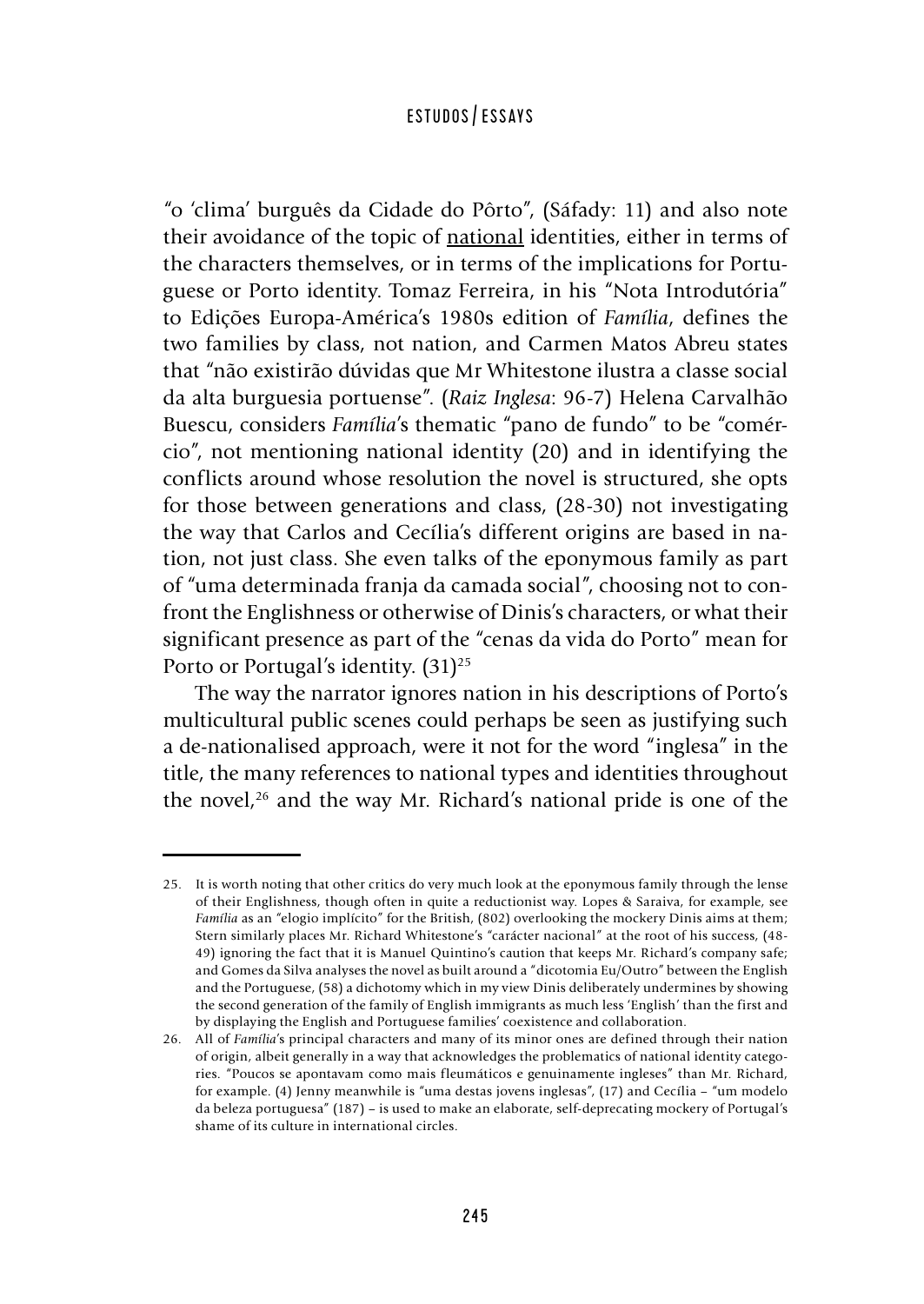"o 'clima' burguês da Cidade do Pôrto", (Sáfady: 11) and also note their avoidance of the topic of <u>national</u> identities, either in terms of the characters themselves, or in terms of the implications for Portuguese or Porto identity. Tomaz Ferreira, in his "Nota Introdutória" to Edições Europa-América's 1980s edition of *Família*, defines the two families by class, not nation, and Carmen Matos Abreu states that "não existirão dúvidas que Mr Whitestone ilustra a classe social da alta burguesia portuense". (*Raiz Inglesa*: 96-7) Helena Carvalhão Buescu, considers *Família*'s thematic "pano de fundo" to be "comércio", not mentioning national identity (20) and in identifying the conflicts around whose resolution the novel is structured, she opts for those between generations and class, (28-30) not investigating the way that Carlos and Cecília's different origins are based in nation, not just class. She even talks of the eponymous family as part of "uma determinada franja da camada social", choosing not to confront the Englishness or otherwise of Dinis's characters, or what their significant presence as part of the "cenas da vida do Porto" mean for Porto or Portugal's identity. (31)[25]

The way the narrator ignores nation in his descriptions of Porto's multicultural public scenes could perhaps be seen as justifying such a de-nationalised approach, were it not for the word "inglesa" in the title, the many references to national types and identities throughout the novel,[26] and the way Mr. Richard's national pride is one of the

---

25. It is worth noting that other critics do very much look at the eponymous family through the lense of their Englishness, though often in quite a reductionist way. Lopes & Saraiva, for example, see *Família* as an "elogio implícito" for the British, (802) overlooking the mockery Dinis aims at them; Stern similarly places Mr. Richard Whitestone's "carácter nacional" at the root of his success, (48-49) ignoring the fact that it is Manuel Quintino's caution that keeps Mr. Richard's company safe; and Gomes da Silva analyses the novel as built around a "dicotomia Eu/Outro" between the English and the Portuguese, (58) a dichotomy which in my view Dinis deliberately undermines by showing the second generation of the family of English immigrants as much less 'English' than the first and by displaying the English and Portuguese families' coexistence and collaboration.

26. All of *Família*'s principal characters and many of its minor ones are defined through their nation of origin, albeit generally in a way that acknowledges the problematics of national identity categories. "Poucos se apontavam como mais fleumáticos e genuinamente ingleses" than Mr. Richard, for example. (4) Jenny meanwhile is "uma destas jovens inglesas", (17) and Cecília – "um modelo da beleza portuguesa" (187) – is used to make an elaborate, self-deprecating mockery of Portugal's shame of its culture in international circles.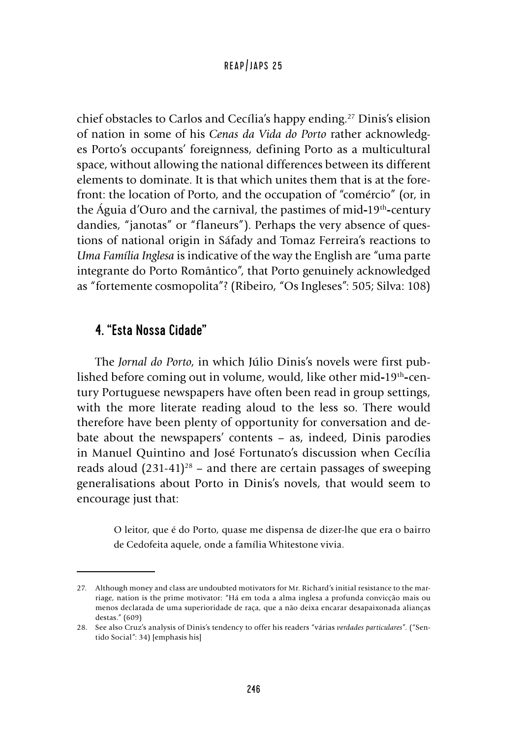chief obstacles to Carlos and Cecília's happy ending.[27] Dinis's elision of nation in some of his *Cenas da Vida do Porto* rather acknowledges Porto's occupants' foreignness, defining Porto as a multicultural space, without allowing the national differences between its different elements to dominate. It is that which unites them that is at the forefront: the location of Porto, and the occupation of "comércio" (or, in the Águia d'Ouro and the carnival, the pastimes of mid-19th-century dandies, "janotas" or "flaneurs"). Perhaps the very absence of questions of national origin in Sáfady and Tomaz Ferreira's reactions to *Uma Família Inglesa* is indicative of the way the English are "uma parte integrante do Porto Romântico", that Porto genuinely acknowledged as "fortemente cosmopolita"? (Ribeiro, "Os Ingleses": 505; Silva: 108)

## 4. "Esta Nossa Cidade"

The *Jornal do Porto*, in which Júlio Dinis's novels were first published before coming out in volume, would, like other mid-19th-century Portuguese newspapers have often been read in group settings, with the more literate reading aloud to the less so. There would therefore have been plenty of opportunity for conversation and debate about the newspapers' contents – as, indeed, Dinis parodies in Manuel Quintino and José Fortunato's discussion when Cecília reads aloud (231-41)[28] – and there are certain passages of sweeping generalisations about Porto in Dinis's novels, that would seem to encourage just that:

> O leitor, que é do Porto, quase me dispensa de dizer-lhe que era o bairro de Cedofeita aquele, onde a família Whitestone vivia.

---

27. Although money and class are undoubted motivators for Mr. Richard's initial resistance to the marriage, nation is the prime motivator: "Há em toda a alma inglesa a profunda convicção mais ou menos declarada de uma superioridade de raça, que a não deixa encarar desapaixonada alianças destas." (609)

28. See also Cruz's analysis of Dinis's tendency to offer his readers "várias *verdades particulares*". ("Sentido Social": 34) [emphasis his]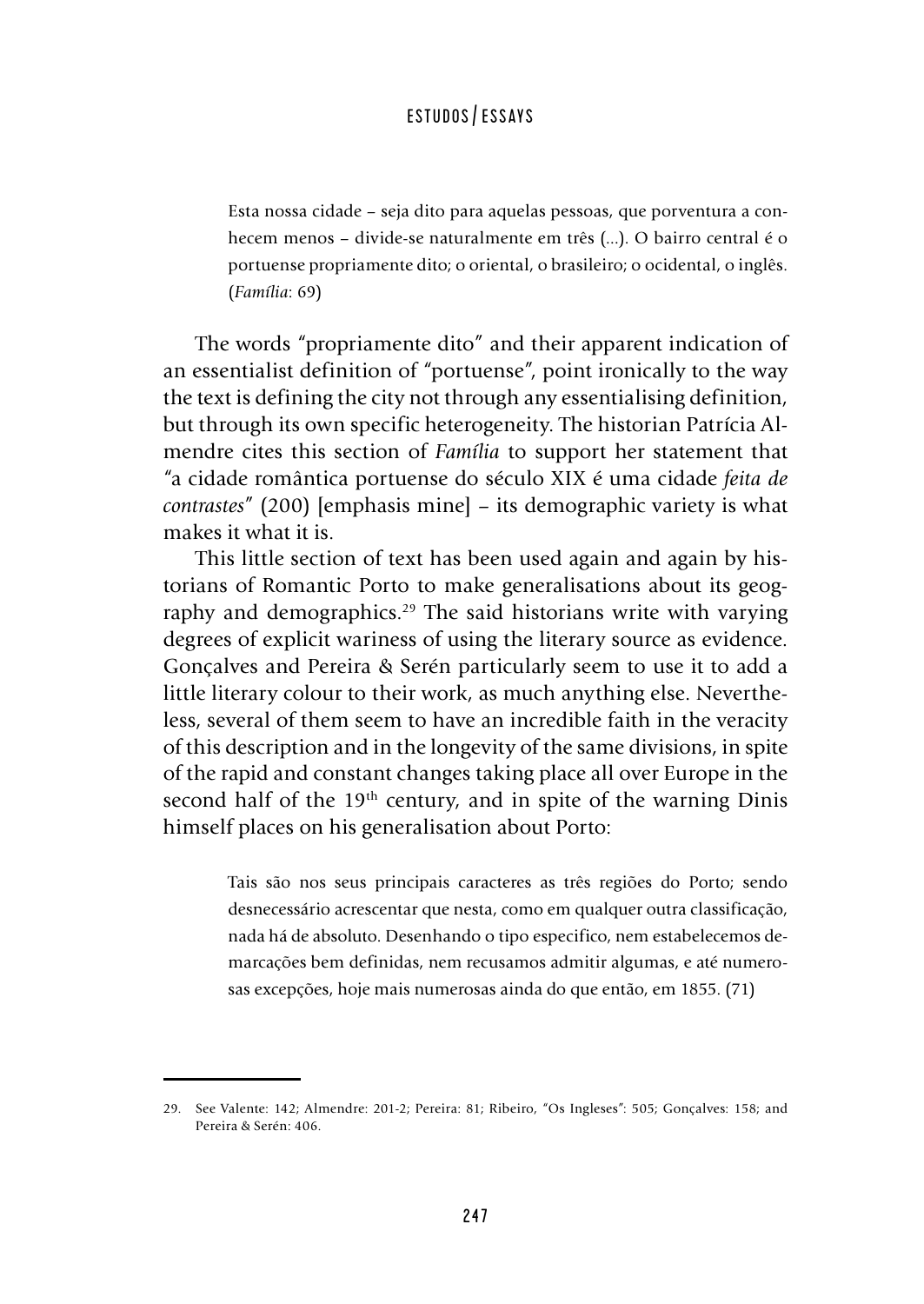> Esta nossa cidade – seja dito para aquelas pessoas, que porventura a conhecem menos – divide-se naturalmente em três (...). O bairro central é o portuense propriamente dito; o oriental, o brasileiro; o ocidental, o inglês. (*Família*: 69)

The words "propriamente dito" and their apparent indication of an essentialist definition of "portuense", point ironically to the way the text is defining the city not through any essentialising definition, but through its own specific heterogeneity. The historian Patrícia Almendre cites this section of *Família* to support her statement that "a cidade romântica portuense do século XIX é uma cidade *feita de contrastes*" (200) [emphasis mine] – its demographic variety is what makes it what it is.

This little section of text has been used again and again by historians of Romantic Porto to make generalisations about its geography and demographics.[29] The said historians write with varying degrees of explicit wariness of using the literary source as evidence. Gonçalves and Pereira & Serén particularly seem to use it to add a little literary colour to their work, as much anything else. Nevertheless, several of them seem to have an incredible faith in the veracity of this description and in the longevity of the same divisions, in spite of the rapid and constant changes taking place all over Europe in the second half of the 19th century, and in spite of the warning Dinis himself places on his generalisation about Porto:

> Tais são nos seus principais caracteres as três regiões do Porto; sendo desnecessário acrescentar que nesta, como em qualquer outra classificação, nada há de absoluto. Desenhando o tipo especifico, nem estabelecemos demarcações bem definidas, nem recusamos admitir algumas, e até numerosas excepções, hoje mais numerosas ainda do que então, em 1855. (71)

---

29. See Valente: 142; Almendre: 201-2; Pereira: 81; Ribeiro, "Os Ingleses": 505; Gonçalves: 158; and Pereira & Serén: 406.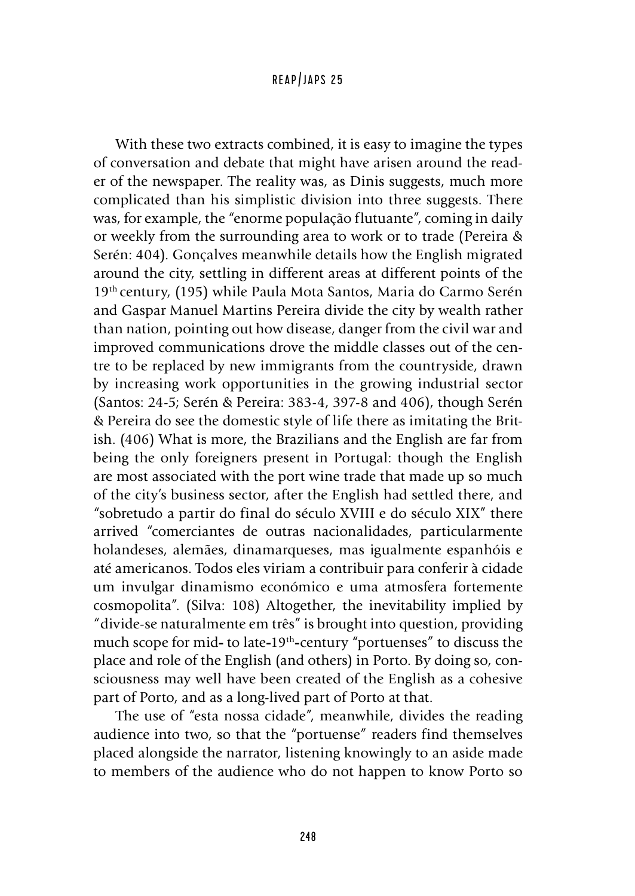With these two extracts combined, it is easy to imagine the types of conversation and debate that might have arisen around the reader of the newspaper. The reality was, as Dinis suggests, much more complicated than his simplistic division into three suggests. There was, for example, the "enorme população flutuante", coming in daily or weekly from the surrounding area to work or to trade (Pereira & Serén: 404). Gonçalves meanwhile details how the English migrated around the city, settling in different areas at different points of the 19th century, (195) while Paula Mota Santos, Maria do Carmo Serén and Gaspar Manuel Martins Pereira divide the city by wealth rather than nation, pointing out how disease, danger from the civil war and improved communications drove the middle classes out of the centre to be replaced by new immigrants from the countryside, drawn by increasing work opportunities in the growing industrial sector (Santos: 24-5; Serén & Pereira: 383-4, 397-8 and 406), though Serén & Pereira do see the domestic style of life there as imitating the British. (406) What is more, the Brazilians and the English are far from being the only foreigners present in Portugal: though the English are most associated with the port wine trade that made up so much of the city's business sector, after the English had settled there, and "sobretudo a partir do final do século XVIII e do século XIX" there arrived "comerciantes de outras nacionalidades, particularmente holandeses, alemães, dinamarqueses, mas igualmente espanhóis e até americanos. Todos eles viriam a contribuir para conferir à cidade um invulgar dinamismo económico e uma atmosfera fortemente cosmopolita". (Silva: 108) Altogether, the inevitability implied by "divide-se naturalmente em três" is brought into question, providing much scope for mid- to late-19th-century "portuenses" to discuss the place and role of the English (and others) in Porto. By doing so, consciousness may well have been created of the English as a cohesive part of Porto, and as a long-lived part of Porto at that.

The use of "esta nossa cidade", meanwhile, divides the reading audience into two, so that the "portuense" readers find themselves placed alongside the narrator, listening knowingly to an aside made to members of the audience who do not happen to know Porto so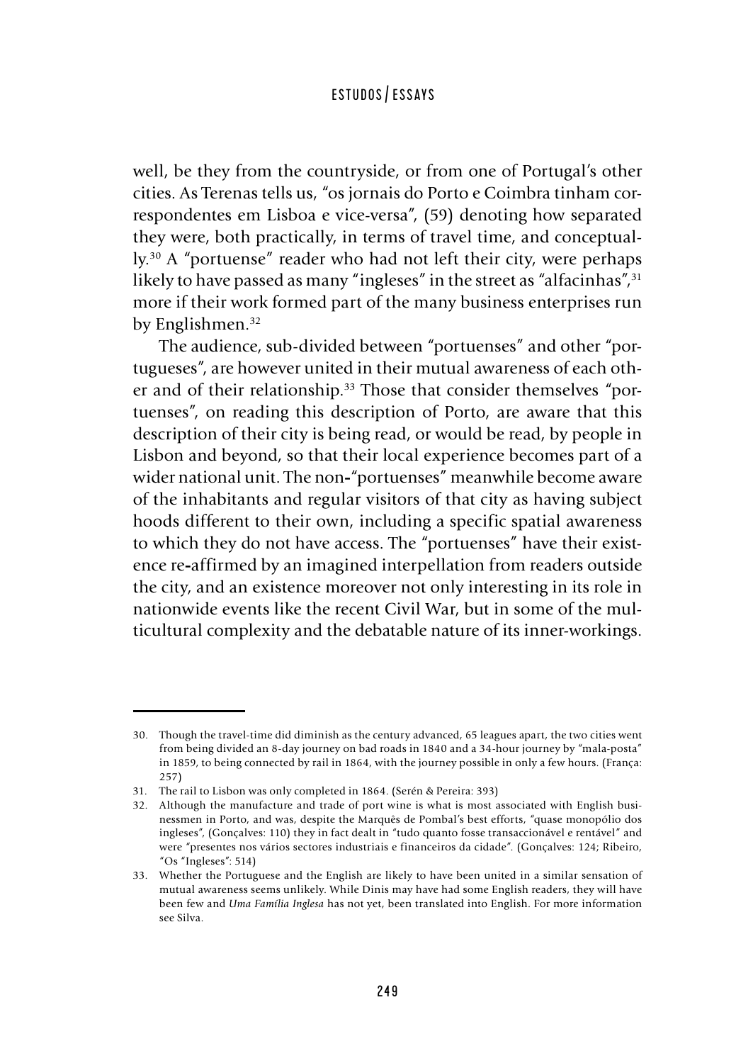well, be they from the countryside, or from one of Portugal's other cities. As Terenas tells us, "os jornais do Porto e Coimbra tinham correspondentes em Lisboa e vice-versa", (59) denoting how separated they were, both practically, in terms of travel time, and conceptually.[30] A "portuense" reader who had not left their city, were perhaps likely to have passed as many "ingleses" in the street as "alfacinhas",[31] more if their work formed part of the many business enterprises run by Englishmen.[32]

The audience, sub-divided between "portuenses" and other "portugueses", are however united in their mutual awareness of each other and of their relationship.[33] Those that consider themselves "portuenses", on reading this description of Porto, are aware that this description of their city is being read, or would be read, by people in Lisbon and beyond, so that their local experience becomes part of a wider national unit. The non-"portuenses" meanwhile become aware of the inhabitants and regular visitors of that city as having subject hoods different to their own, including a specific spatial awareness to which they do not have access. The "portuenses" have their existence re-affirmed by an imagined interpellation from readers outside the city, and an existence moreover not only interesting in its role in nationwide events like the recent Civil War, but in some of the multicultural complexity and the debatable nature of its inner-workings.

---

30. Though the travel-time did diminish as the century advanced, 65 leagues apart, the two cities went from being divided an 8-day journey on bad roads in 1840 and a 34-hour journey by "mala-posta" in 1859, to being connected by rail in 1864, with the journey possible in only a few hours. (França: 257)

31. The rail to Lisbon was only completed in 1864. (Serén & Pereira: 393)

32. Although the manufacture and trade of port wine is what is most associated with English businessmen in Porto, and was, despite the Marquês de Pombal's best efforts, "quase monopólio dos ingleses", (Gonçalves: 110) they in fact dealt in "tudo quanto fosse transaccionável e rentável" and were "presentes nos vários sectores industriais e financeiros da cidade". (Gonçalves: 124; Ribeiro, "Os "Ingleses": 514)

33. Whether the Portuguese and the English are likely to have been united in a similar sensation of mutual awareness seems unlikely. While Dinis may have had some English readers, they will have been few and *Uma Família Inglesa* has not yet, been translated into English. For more information see Silva.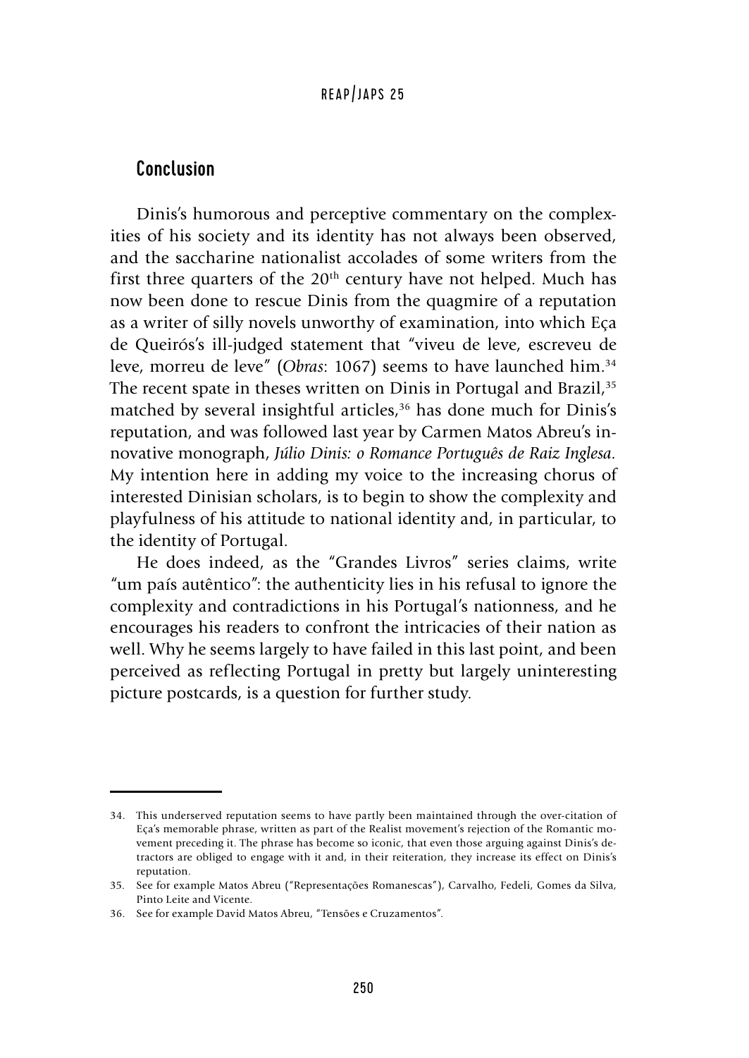## Conclusion

Dinis's humorous and perceptive commentary on the complexities of his society and its identity has not always been observed, and the saccharine nationalist accolades of some writers from the first three quarters of the 20th century have not helped. Much has now been done to rescue Dinis from the quagmire of a reputation as a writer of silly novels unworthy of examination, into which Eça de Queirós's ill-judged statement that "viveu de leve, escreveu de leve, morreu de leve" (*Obras*: 1067) seems to have launched him.[34] The recent spate in theses written on Dinis in Portugal and Brazil,[35] matched by several insightful articles,[36] has done much for Dinis's reputation, and was followed last year by Carmen Matos Abreu's innovative monograph, *Júlio Dinis: o Romance Português de Raiz Inglesa.* My intention here in adding my voice to the increasing chorus of interested Dinisian scholars, is to begin to show the complexity and playfulness of his attitude to national identity and, in particular, to the identity of Portugal.

He does indeed, as the "Grandes Livros" series claims, write "um país autêntico": the authenticity lies in his refusal to ignore the complexity and contradictions in his Portugal's nationness, and he encourages his readers to confront the intricacies of their nation as well. Why he seems largely to have failed in this last point, and been perceived as reflecting Portugal in pretty but largely uninteresting picture postcards, is a question for further study.

---

34. This underserved reputation seems to have partly been maintained through the over-citation of Eça's memorable phrase, written as part of the Realist movement's rejection of the Romantic movement preceding it. The phrase has become so iconic, that even those arguing against Dinis's detractors are obliged to engage with it and, in their reiteration, they increase its effect on Dinis's reputation.

35. See for example Matos Abreu ("Representações Romanescas"), Carvalho, Fedeli, Gomes da Silva, Pinto Leite and Vicente.

36. See for example David Matos Abreu, "Tensões e Cruzamentos".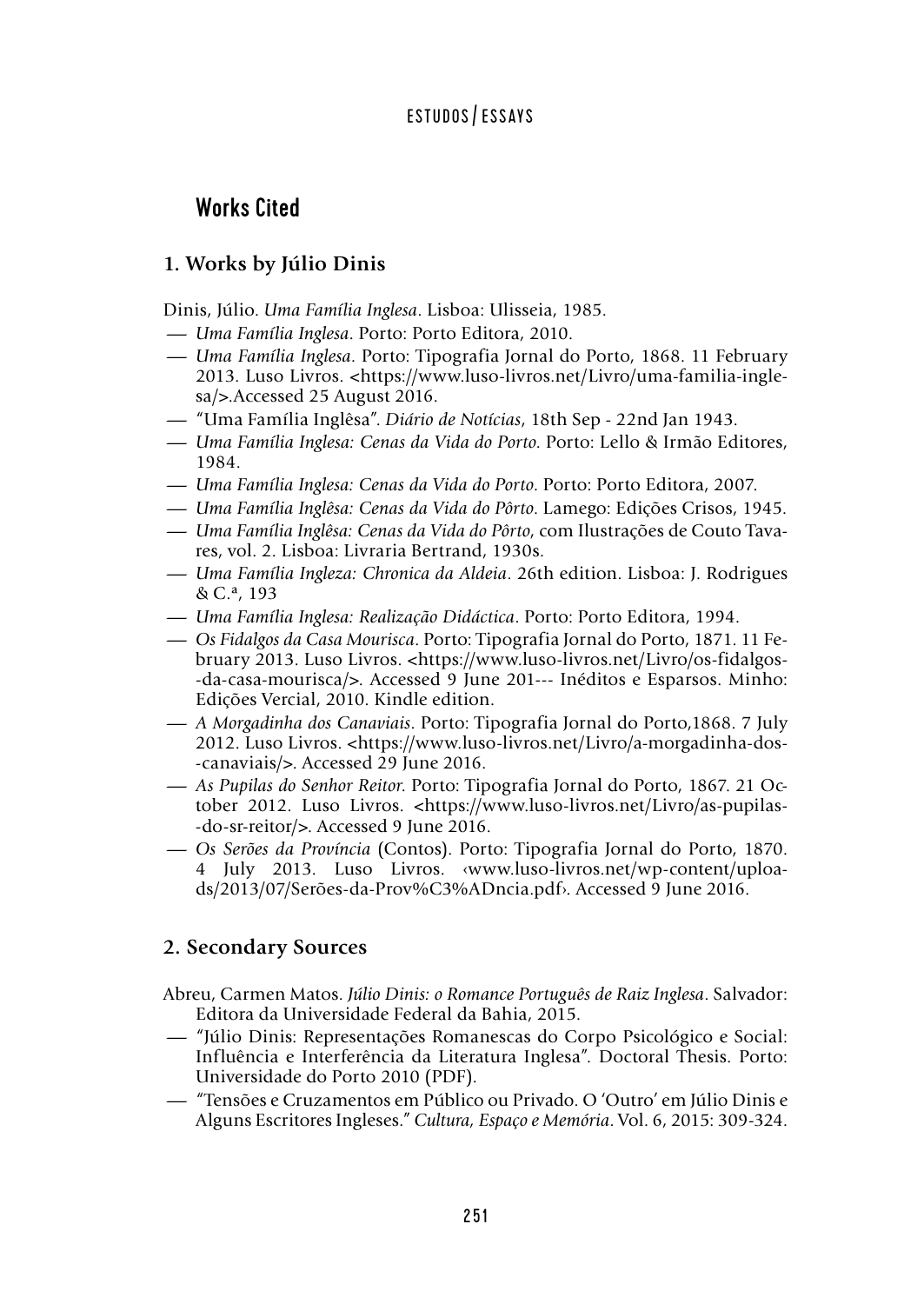## Works Cited

### 1. Works by Júlio Dinis

Dinis, Júlio. *Uma Família Inglesa*. Lisboa: Ulisseia, 1985.

— *Uma Família Inglesa*. Porto: Porto Editora, 2010.

— *Uma Família Inglesa*. Porto: Tipografia Jornal do Porto, 1868. 11 February 2013. Luso Livros. <https://www.luso-livros.net/Livro/uma-familia-inglesa/>.Accessed 25 August 2016.

— "Uma Família Inglêsa". *Diário de Notícias*, 18th Sep - 22nd Jan 1943.

— *Uma Família Inglesa: Cenas da Vida do Porto*. Porto: Lello & Irmão Editores, 1984.

— *Uma Família Inglesa: Cenas da Vida do Porto*. Porto: Porto Editora, 2007.

— *Uma Família Inglêsa: Cenas da Vida do Pôrto*. Lamego: Edições Crisos, 1945.

— *Uma Família Inglêsa: Cenas da Vida do Pôrto*, com Ilustrações de Couto Tavares, vol. 2. Lisboa: Livraria Bertrand, 1930s.

— *Uma Família Ingleza: Chronica da Aldeia*. 26th edition. Lisboa: J. Rodrigues & C.ª, 193

— *Uma Família Inglesa: Realização Didáctica*. Porto: Porto Editora, 1994.

— *Os Fidalgos da Casa Mourisca*. Porto: Tipografia Jornal do Porto, 1871. 11 February 2013. Luso Livros. <https://www.luso-livros.net/Livro/os-fidalgos--da-casa-mourisca/>. Accessed 9 June 201--- Inéditos e Esparsos. Minho: Edições Vercial, 2010. Kindle edition.

— *A Morgadinha dos Canaviais*. Porto: Tipografia Jornal do Porto,1868. 7 July 2012. Luso Livros. <https://www.luso-livros.net/Livro/a-morgadinha-dos--canaviais/>. Accessed 29 June 2016.

— *As Pupilas do Senhor Reitor*. Porto: Tipografia Jornal do Porto, 1867. 21 October 2012. Luso Livros. <https://www.luso-livros.net/Livro/as-pupilas--do-sr-reitor/>. Accessed 9 June 2016.

— *Os Serões da Província* (Contos). Porto: Tipografia Jornal do Porto, 1870. 4 July 2013. Luso Livros. ‹www.luso-livros.net/wp-content/uploads/2013/07/Serões-da-Prov%C3%ADncia.pdf›. Accessed 9 June 2016.

### 2. Secondary Sources

Abreu, Carmen Matos. *Júlio Dinis: o Romance Português de Raiz Inglesa*. Salvador: Editora da Universidade Federal da Bahia, 2015.

— "Júlio Dinis: Representações Romanescas do Corpo Psicológico e Social: Influência e Interferência da Literatura Inglesa". Doctoral Thesis. Porto: Universidade do Porto 2010 (PDF).

— "Tensões e Cruzamentos em Público ou Privado. O 'Outro' em Júlio Dinis e Alguns Escritores Ingleses." *Cultura, Espaço e Memória*. Vol. 6, 2015: 309-324.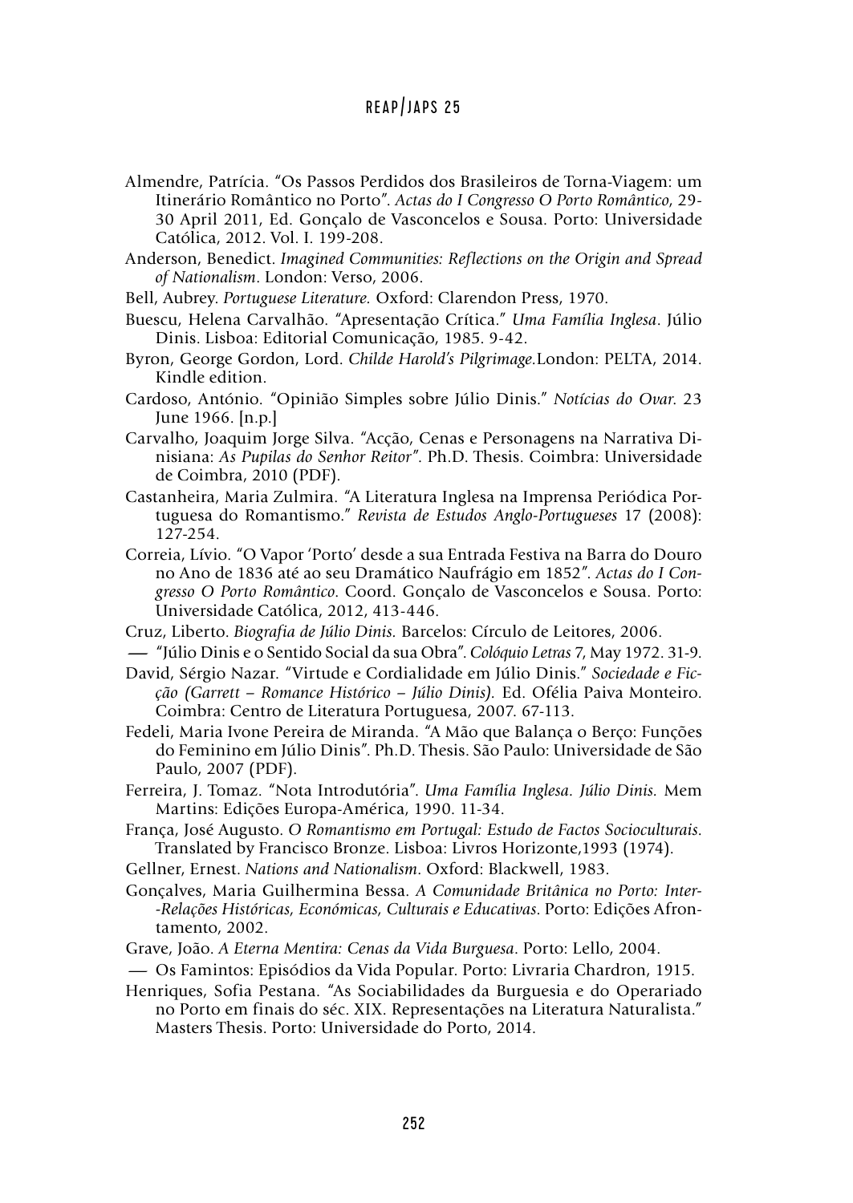Almendre, Patrícia. "Os Passos Perdidos dos Brasileiros de Torna-Viagem: um Itinerário Romântico no Porto". *Actas do I Congresso O Porto Romântico*, 29-30 April 2011, Ed. Gonçalo de Vasconcelos e Sousa. Porto: Universidade Católica, 2012. Vol. I. 199-208.

Anderson, Benedict. *Imagined Communities: Reflections on the Origin and Spread of Nationalism*. London: Verso, 2006.

Bell, Aubrey. *Portuguese Literature.* Oxford: Clarendon Press, 1970.

Buescu, Helena Carvalhão. "Apresentação Crítica." *Uma Família Inglesa*. Júlio Dinis. Lisboa: Editorial Comunicação, 1985. 9-42.

Byron, George Gordon, Lord. *Childe Harold's Pilgrimage.*London: PELTA, 2014. Kindle edition.

Cardoso, António. "Opinião Simples sobre Júlio Dinis." *Notícias do Ovar.* 23 June 1966. [n.p.]

Carvalho, Joaquim Jorge Silva. "Acção, Cenas e Personagens na Narrativa Dinisiana: *As Pupilas do Senhor Reitor*". Ph.D. Thesis. Coimbra: Universidade de Coimbra, 2010 (PDF).

Castanheira, Maria Zulmira. "A Literatura Inglesa na Imprensa Periódica Portuguesa do Romantismo." *Revista de Estudos Anglo-Portugueses* 17 (2008): 127-254.

Correia, Lívio. "O Vapor 'Porto' desde a sua Entrada Festiva na Barra do Douro no Ano de 1836 até ao seu Dramático Naufrágio em 1852". *Actas do I Congresso O Porto Romântico*. Coord. Gonçalo de Vasconcelos e Sousa. Porto: Universidade Católica, 2012, 413-446.

Cruz, Liberto. *Biografia de Júlio Dinis.* Barcelos: Círculo de Leitores, 2006.

— "Júlio Dinis e o Sentido Social da sua Obra". *Colóquio Letras* 7, May 1972. 31-9.

David, Sérgio Nazar. "Virtude e Cordialidade em Júlio Dinis." *Sociedade e Ficção (Garrett – Romance Histórico – Júlio Dinis).* Ed. Ofélia Paiva Monteiro. Coimbra: Centro de Literatura Portuguesa, 2007. 67-113.

Fedeli, Maria Ivone Pereira de Miranda. "A Mão que Balança o Berço: Funções do Feminino em Júlio Dinis". Ph.D. Thesis. São Paulo: Universidade de São Paulo, 2007 (PDF).

Ferreira, J. Tomaz. "Nota Introdutória". *Uma Família Inglesa. Júlio Dinis.* Mem Martins: Edições Europa-América, 1990. 11-34.

França, José Augusto. *O Romantismo em Portugal: Estudo de Factos Socioculturais*. Translated by Francisco Bronze. Lisboa: Livros Horizonte,1993 (1974).

Gellner, Ernest. *Nations and Nationalism*. Oxford: Blackwell, 1983.

Gonçalves, Maria Guilhermina Bessa. *A Comunidade Britânica no Porto: Inter-Relações Históricas, Económicas, Culturais e Educativas*. Porto: Edições Afrontamento, 2002.

Grave, João. *A Eterna Mentira: Cenas da Vida Burguesa*. Porto: Lello, 2004.

— Os Famintos: Episódios da Vida Popular. Porto: Livraria Chardron, 1915.

Henriques, Sofia Pestana. "As Sociabilidades da Burguesia e do Operariado no Porto em finais do séc. XIX. Representações na Literatura Naturalista." Masters Thesis. Porto: Universidade do Porto, 2014.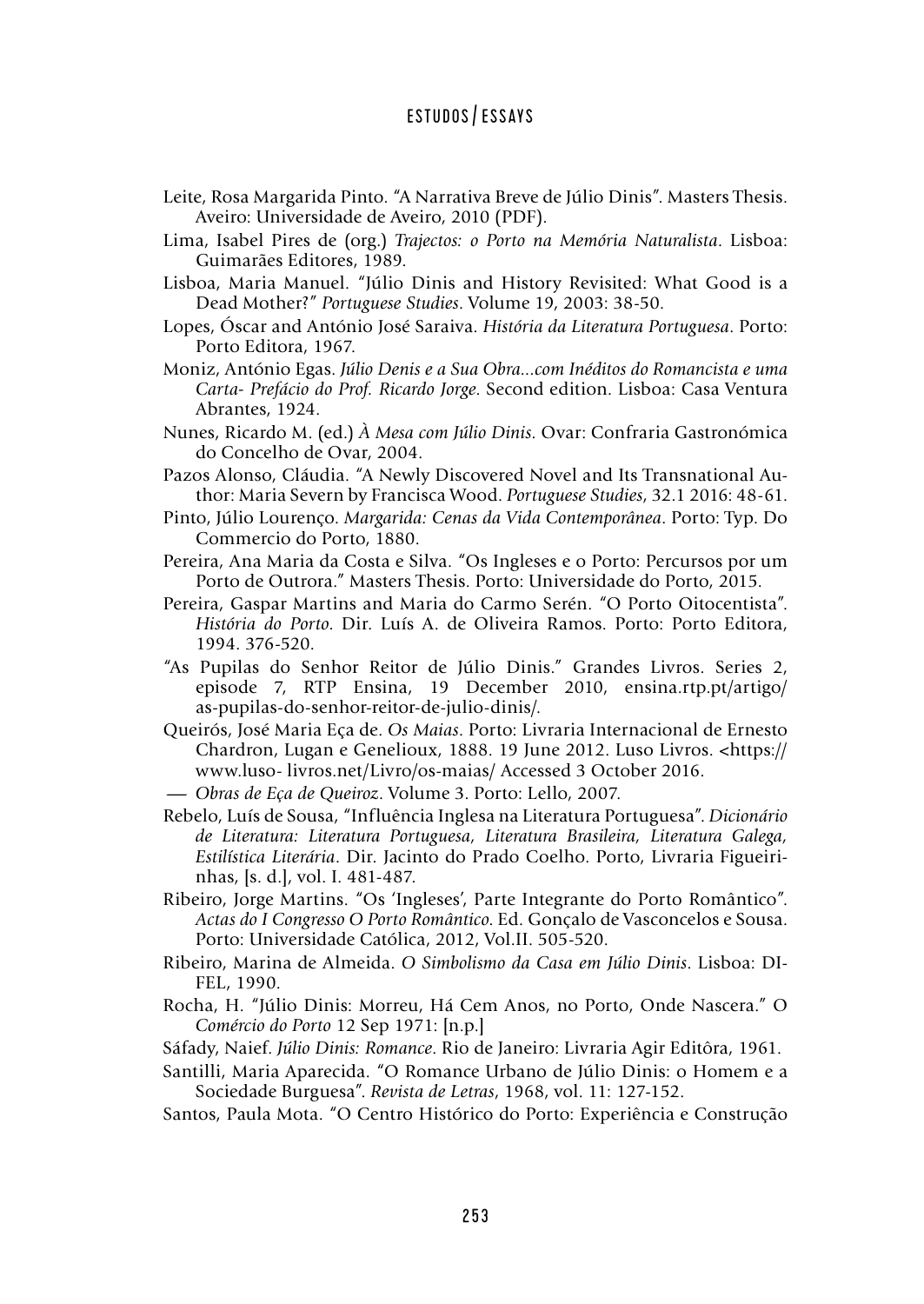Leite, Rosa Margarida Pinto. "A Narrativa Breve de Júlio Dinis". Masters Thesis. Aveiro: Universidade de Aveiro, 2010 (PDF).

Lima, Isabel Pires de (org.) *Trajectos: o Porto na Memória Naturalista*. Lisboa: Guimarães Editores, 1989.

Lisboa, Maria Manuel. "Júlio Dinis and History Revisited: What Good is a Dead Mother?" *Portuguese Studies*. Volume 19, 2003: 38-50.

Lopes, Óscar and António José Saraiva. *História da Literatura Portuguesa*. Porto: Porto Editora, 1967.

Moniz, António Egas. *Júlio Denis e a Sua Obra...com Inéditos do Romancista e uma Carta- Prefácio do Prof. Ricardo Jorge*. Second edition. Lisboa: Casa Ventura Abrantes, 1924.

Nunes, Ricardo M. (ed.) *À Mesa com Júlio Dinis*. Ovar: Confraria Gastronómica do Concelho de Ovar, 2004.

Pazos Alonso, Cláudia. "A Newly Discovered Novel and Its Transnational Author: Maria Severn by Francisca Wood. *Portuguese Studies*, 32.1 2016: 48-61.

Pinto, Júlio Lourenço. *Margarida: Cenas da Vida Contemporânea*. Porto: Typ. Do Commercio do Porto, 1880.

Pereira, Ana Maria da Costa e Silva. "Os Ingleses e o Porto: Percursos por um Porto de Outrora." Masters Thesis. Porto: Universidade do Porto, 2015.

Pereira, Gaspar Martins and Maria do Carmo Serén. "O Porto Oitocentista". *História do Porto*. Dir. Luís A. de Oliveira Ramos. Porto: Porto Editora, 1994. 376-520.

"As Pupilas do Senhor Reitor de Júlio Dinis." Grandes Livros. Series 2, episode 7, RTP Ensina, 19 December 2010, ensina.rtp.pt/artigo/as-pupilas-do-senhor-reitor-de-julio-dinis/.

Queirós, José Maria Eça de. *Os Maias*. Porto: Livraria Internacional de Ernesto Chardron, Lugan e Genelioux, 1888. 19 June 2012. Luso Livros. <https://www.luso- livros.net/Livro/os-maias/ Accessed 3 October 2016.

— *Obras de Eça de Queiroz*. Volume 3. Porto: Lello, 2007.

Rebelo, Luís de Sousa, "Influência Inglesa na Literatura Portuguesa". *Dicionário de Literatura: Literatura Portuguesa, Literatura Brasileira, Literatura Galega, Estilística Literária*. Dir. Jacinto do Prado Coelho. Porto, Livraria Figueirinhas, [s. d.], vol. I. 481-487.

Ribeiro, Jorge Martins. "Os 'Ingleses', Parte Integrante do Porto Romântico". *Actas do I Congresso O Porto Romântico*. Ed. Gonçalo de Vasconcelos e Sousa. Porto: Universidade Católica, 2012, Vol.II. 505-520.

Ribeiro, Marina de Almeida. *O Simbolismo da Casa em Júlio Dinis*. Lisboa: DIFEL, 1990.

Rocha, H. "Júlio Dinis: Morreu, Há Cem Anos, no Porto, Onde Nascera." O *Comércio do Porto* 12 Sep 1971: [n.p.]

Sáfady, Naief. *Júlio Dinis: Romance*. Rio de Janeiro: Livraria Agir Editôra, 1961.

Santilli, Maria Aparecida. "O Romance Urbano de Júlio Dinis: o Homem e a Sociedade Burguesa". *Revista de Letras*, 1968, vol. 11: 127-152.

Santos, Paula Mota. "O Centro Histórico do Porto: Experiência e Construção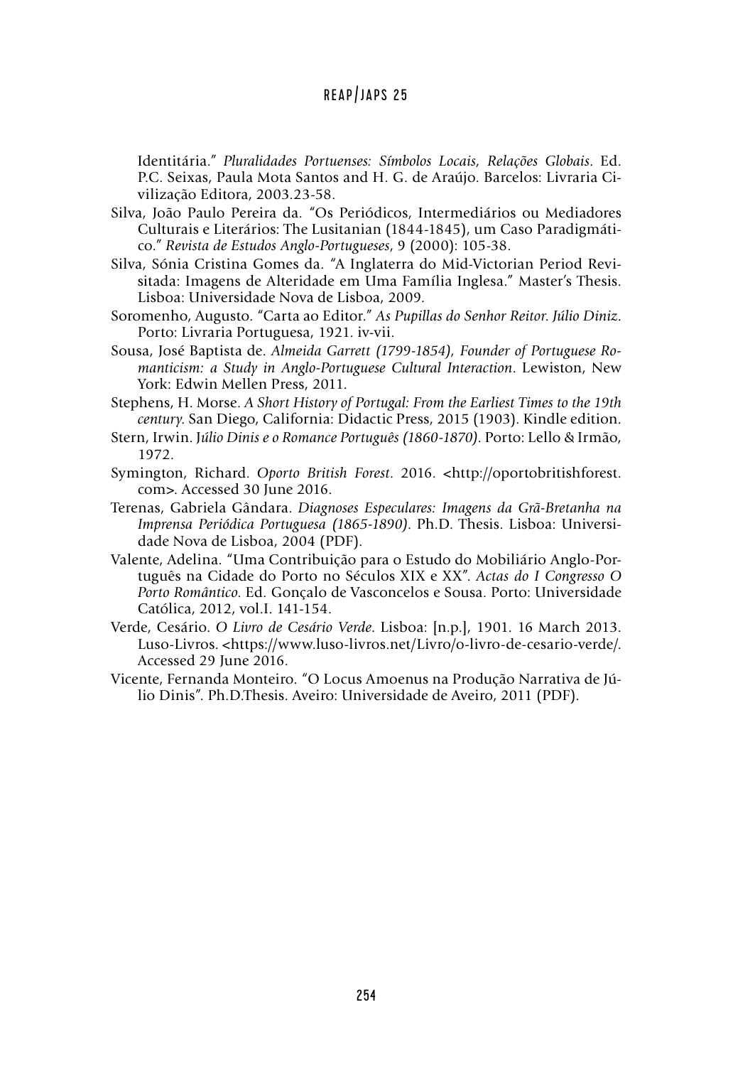Identitária." *Pluralidades Portuenses: Símbolos Locais, Relações Globais*. Ed. P.C. Seixas, Paula Mota Santos and H. G. de Araújo. Barcelos: Livraria Civilização Editora, 2003.23-58.

Silva, João Paulo Pereira da. "Os Periódicos, Intermediários ou Mediadores Culturais e Literários: The Lusitanian (1844-1845), um Caso Paradigmático." *Revista de Estudos Anglo-Portugueses*, 9 (2000): 105-38.

Silva, Sónia Cristina Gomes da. "A Inglaterra do Mid-Victorian Period Revisitada: Imagens de Alteridade em Uma Família Inglesa." Master's Thesis. Lisboa: Universidade Nova de Lisboa, 2009.

Soromenho, Augusto. "Carta ao Editor." *As Pupillas do Senhor Reitor. Júlio Diniz*. Porto: Livraria Portuguesa, 1921. iv-vii.

Sousa, José Baptista de. *Almeida Garrett (1799-1854), Founder of Portuguese Romanticism: a Study in Anglo-Portuguese Cultural Interaction*. Lewiston, New York: Edwin Mellen Press, 2011.

Stephens, H. Morse. *A Short History of Portugal: From the Earliest Times to the 19th century*. San Diego, California: Didactic Press, 2015 (1903). Kindle edition.

Stern, Irwin. *Júlio Dinis e o Romance Português (1860-1870)*. Porto: Lello & Irmão, 1972.

Symington, Richard. *Oporto British Forest*. 2016. <http://oportobritishforest.com>. Accessed 30 June 2016.

Terenas, Gabriela Gândara. *Diagnoses Especulares: Imagens da Grã-Bretanha na Imprensa Periódica Portuguesa (1865-1890)*. Ph.D. Thesis. Lisboa: Universidade Nova de Lisboa, 2004 (PDF).

Valente, Adelina. "Uma Contribuição para o Estudo do Mobiliário Anglo-Português na Cidade do Porto no Séculos XIX e XX". *Actas do I Congresso O Porto Romântico*. Ed. Gonçalo de Vasconcelos e Sousa. Porto: Universidade Católica, 2012, vol.I. 141-154.

Verde, Cesário. *O Livro de Cesário Verde*. Lisboa: [n.p.], 1901. 16 March 2013. Luso-Livros. <https://www.luso-livros.net/Livro/o-livro-de-cesario-verde/. Accessed 29 June 2016.

Vicente, Fernanda Monteiro. "O Locus Amoenus na Produção Narrativa de Júlio Dinis". Ph.D.Thesis. Aveiro: Universidade de Aveiro, 2011 (PDF).